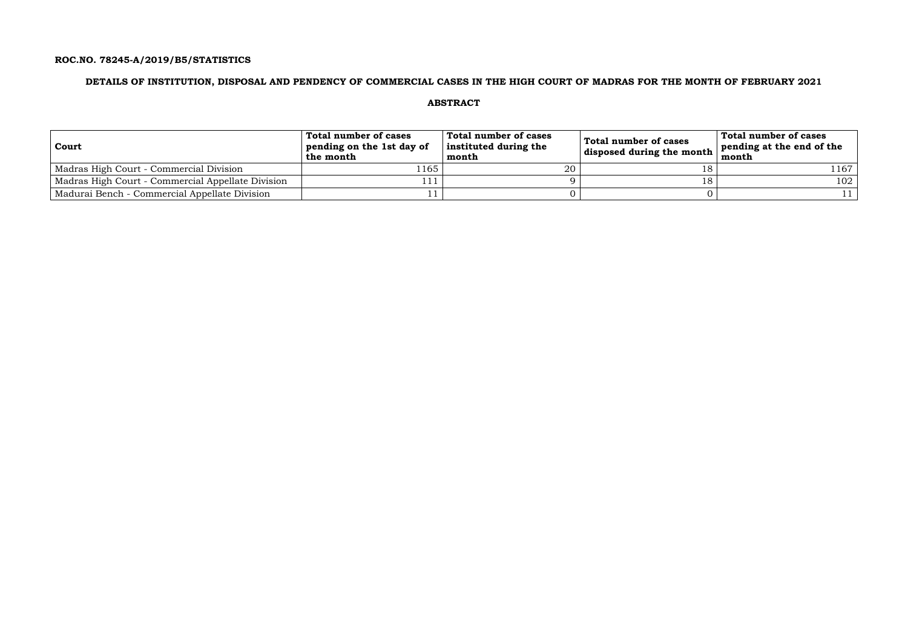**ROC.NO. 78245-A/2019/B5/STATISTICS**

## DETAILS OF INSTITUTION, DISPOSAL AND PENDENCY OF COMMERCIAL CASES IN THE HIGH COURT OF MADRAS FOR THE MONTH OF FEBRUARY 2021

### ABSTRACT

| Court | Total number of cases pending on the 1st day of the month | Total number of cases instituted during the month | Total number of cases disposed during the month | Total number of cases pending at the end of the month |
|---|---|---|---|---|
| Madras High Court - Commercial Division | 1165 | 20 | 18 | 1167 |
| Madras High Court - Commercial Appellate Division | 111 | 9 | 18 | 102 |
| Madurai Bench - Commercial Appellate Division | 11 | 0 | 0 | 11 |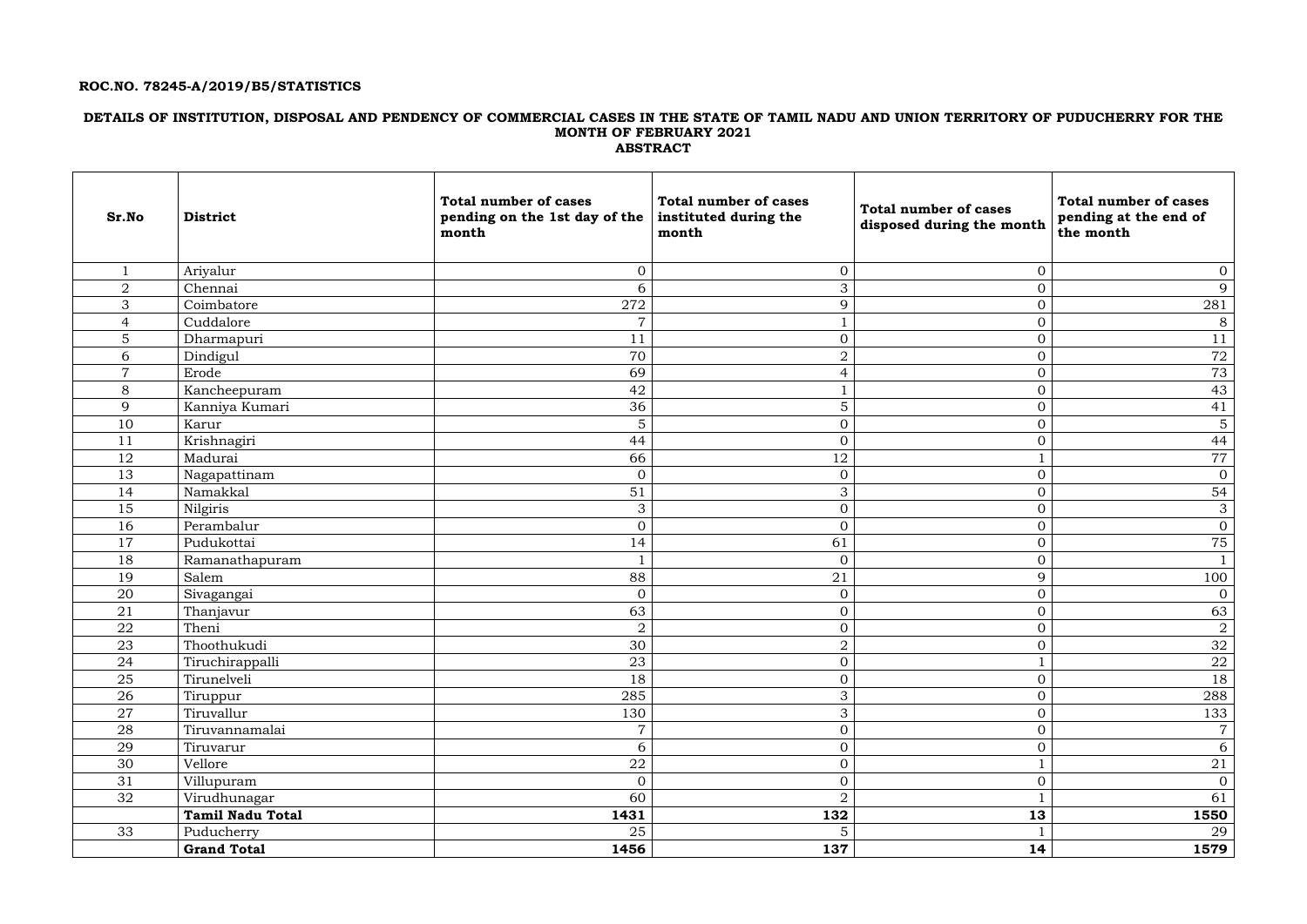**ROC.NO. 78245-A/2019/B5/STATISTICS**

**DETAILS OF INSTITUTION, DISPOSAL AND PENDENCY OF COMMERCIAL CASES IN THE STATE OF TAMIL NADU AND UNION TERRITORY OF PUDUCHERRY FOR THE MONTH OF FEBRUARY 2021**

**ABSTRACT**

| Sr.No | District | Total number of cases pending on the 1st day of the month | Total number of cases instituted during the month | Total number of cases disposed during the month | Total number of cases pending at the end of the month |
|---|---|---|---|---|---|
| 1 | Ariyalur | 0 | 0 | 0 | 0 |
| 2 | Chennai | 6 | 3 | 0 | 9 |
| 3 | Coimbatore | 272 | 9 | 0 | 281 |
| 4 | Cuddalore | 7 | 1 | 0 | 8 |
| 5 | Dharmapuri | 11 | 0 | 0 | 11 |
| 6 | Dindigul | 70 | 2 | 0 | 72 |
| 7 | Erode | 69 | 4 | 0 | 73 |
| 8 | Kancheepuram | 42 | 1 | 0 | 43 |
| 9 | Kanniya Kumari | 36 | 5 | 0 | 41 |
| 10 | Karur | 5 | 0 | 0 | 5 |
| 11 | Krishnagiri | 44 | 0 | 0 | 44 |
| 12 | Madurai | 66 | 12 | 1 | 77 |
| 13 | Nagapattinam | 0 | 0 | 0 | 0 |
| 14 | Namakkal | 51 | 3 | 0 | 54 |
| 15 | Nilgiris | 3 | 0 | 0 | 3 |
| 16 | Perambalur | 0 | 0 | 0 | 0 |
| 17 | Pudukottai | 14 | 61 | 0 | 75 |
| 18 | Ramanathapuram | 1 | 0 | 0 | 1 |
| 19 | Salem | 88 | 21 | 9 | 100 |
| 20 | Sivagangai | 0 | 0 | 0 | 0 |
| 21 | Thanjavur | 63 | 0 | 0 | 63 |
| 22 | Theni | 2 | 0 | 0 | 2 |
| 23 | Thoothukudi | 30 | 2 | 0 | 32 |
| 24 | Tiruchirappalli | 23 | 0 | 1 | 22 |
| 25 | Tirunelveli | 18 | 0 | 0 | 18 |
| 26 | Tiruppur | 285 | 3 | 0 | 288 |
| 27 | Tiruvallur | 130 | 3 | 0 | 133 |
| 28 | Tiruvannamalai | 7 | 0 | 0 | 7 |
| 29 | Tiruvarur | 6 | 0 | 0 | 6 |
| 30 | Vellore | 22 | 0 | 1 | 21 |
| 31 | Villupuram | 0 | 0 | 0 | 0 |
| 32 | Virudhunagar | 60 | 2 | 1 | 61 |
| | **Tamil Nadu Total** | **1431** | **132** | **13** | **1550** |
| 33 | Puducherry | 25 | 5 | 1 | 29 |
| | **Grand Total** | **1456** | **137** | **14** | **1579** |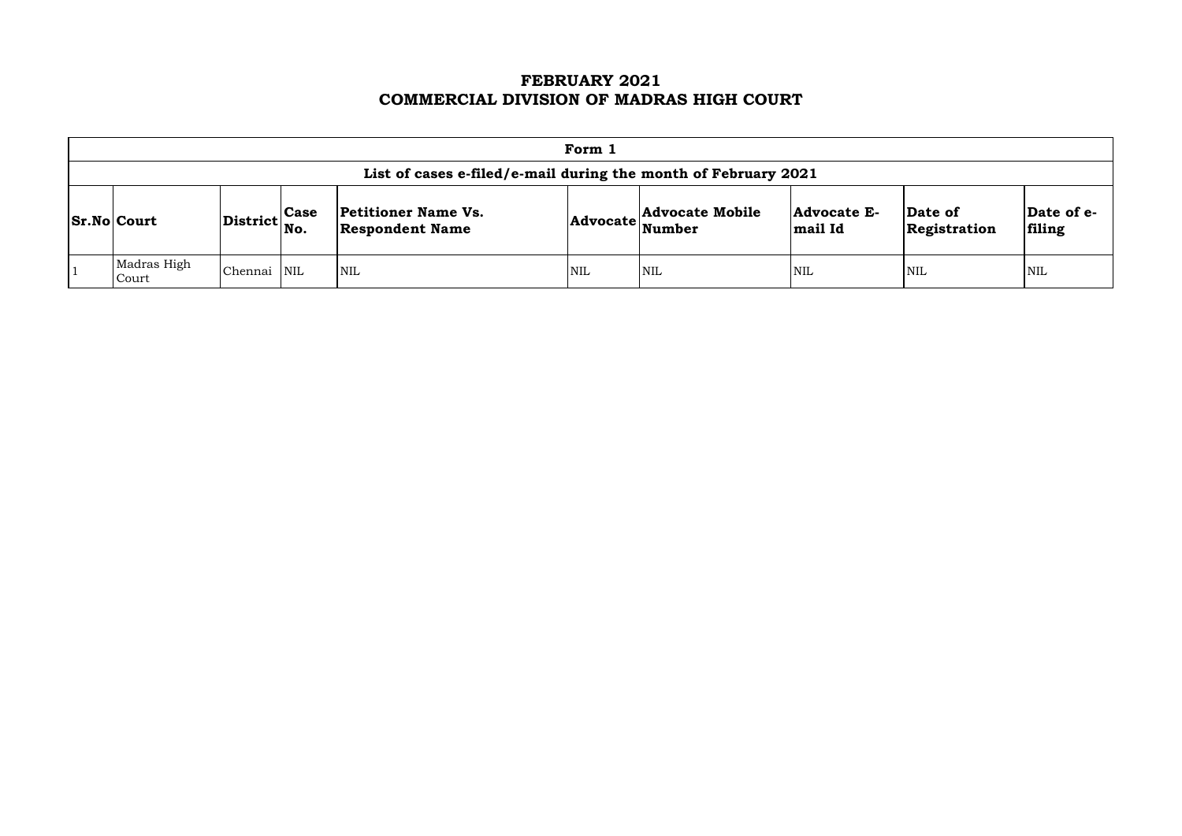# FEBRUARY 2021
# COMMERCIAL DIVISION OF MADRAS HIGH COURT

| Form 1 | | | | | | | | | |
|---|---|---|---|---|---|---|---|---|---|
| **List of cases e-filed/e-mail during the month of February 2021** | | | | | | | | | |
| **Sr.No** | **Court** | **District** | **Case No.** | **Petitioner Name Vs. Respondent Name** | **Advocate** | **Advocate Mobile Number** | **Advocate E-mail Id** | **Date of Registration** | **Date of e-filing** |
| 1 | Madras High Court | Chennai | NIL | NIL | NIL | NIL | NIL | NIL | NIL |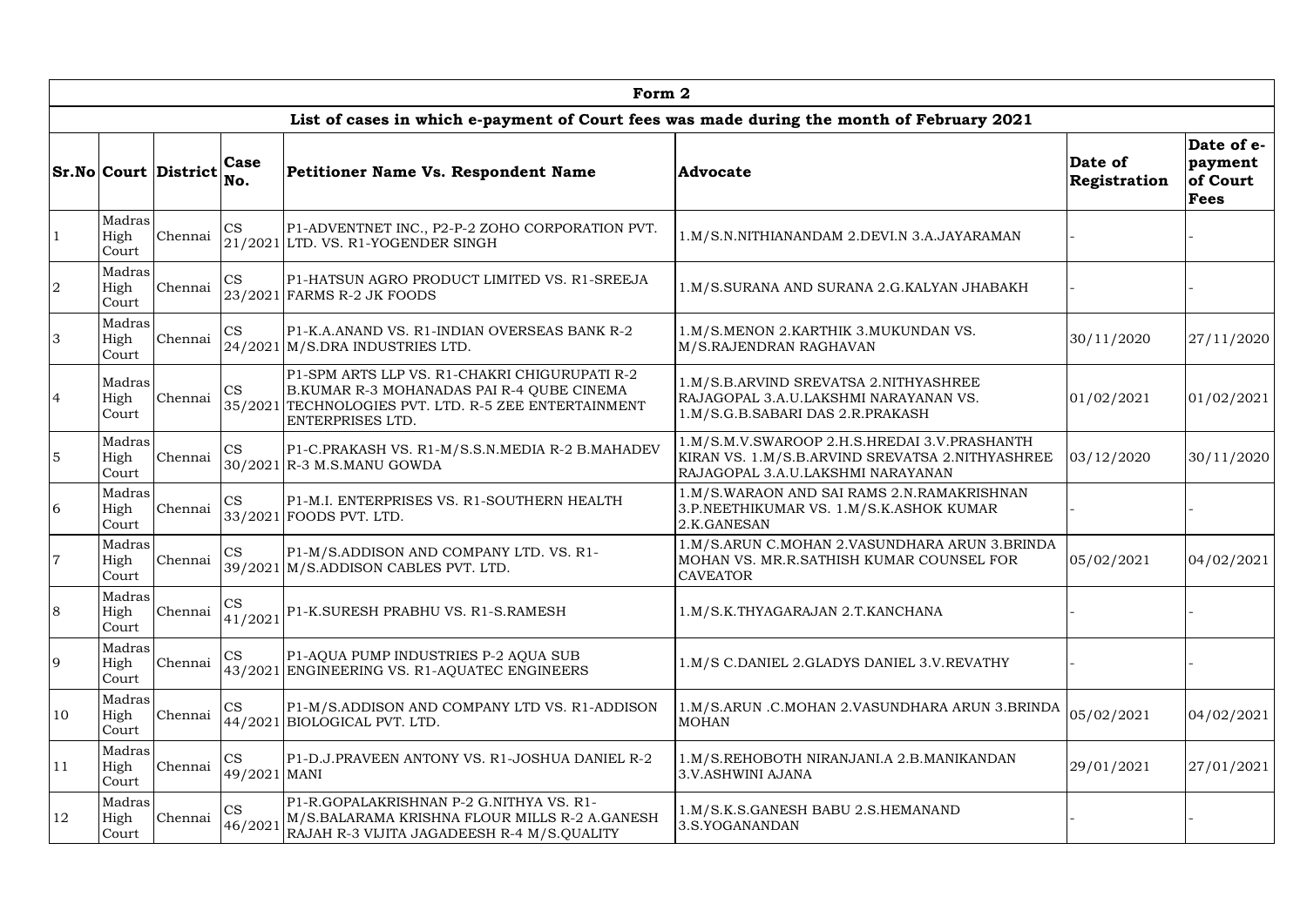| Form 2 | | | | | | | | |
|---|---|---|---|---|---|---|---|---|
| **List of cases in which e-payment of Court fees was made during the month of February 2021** | | | | | | | | |
| **Sr.No** | **Court** | **District** | **Case No.** | **Petitioner Name Vs. Respondent Name** | **Advocate** | **Date of Registration** | **Date of e-payment of Court Fees** |
| 1 | Madras High Court | Chennai | CS 21/2021 | P1-ADVENTNET INC., P2-P-2 ZOHO CORPORATION PVT. LTD. VS. R1-YOGENDER SINGH | 1.M/S.N.NITHIANANDAM 2.DEVI.N 3.A.JAYARAMAN | - | - |
| 2 | Madras High Court | Chennai | CS 23/2021 | P1-HATSUN AGRO PRODUCT LIMITED VS. R1-SREEJA FARMS R-2 JK FOODS | 1.M/S.SURANA AND SURANA 2.G.KALYAN JHABAKH | - | - |
| 3 | Madras High Court | Chennai | CS 24/2021 | P1-K.A.ANAND VS. R1-INDIAN OVERSEAS BANK R-2 M/S.DRA INDUSTRIES LTD. | 1.M/S.MENON 2.KARTHIK 3.MUKUNDAN VS. M/S.RAJENDRAN RAGHAVAN | 30/11/2020 | 27/11/2020 |
| 4 | Madras High Court | Chennai | CS 35/2021 | P1-SPM ARTS LLP VS. R1-CHAKRI CHIGURUPATI R-2 B.KUMAR R-3 MOHANADAS PAI R-4 QUBE CINEMA TECHNOLOGIES PVT. LTD. R-5 ZEE ENTERTAINMENT ENTERPRISES LTD. | 1.M/S.B.ARVIND SREVATSA 2.NITHYASHREE RAJAGOPAL 3.A.U.LAKSHMI NARAYANAN VS. 1.M/S.G.B.SABARI DAS 2.R.PRAKASH | 01/02/2021 | 01/02/2021 |
| 5 | Madras High Court | Chennai | CS 30/2021 | P1-C.PRAKASH VS. R1-M/S.S.N.MEDIA R-2 B.MAHADEV R-3 M.S.MANU GOWDA | 1.M/S.M.V.SWAROOP 2.H.S.HREDAI 3.V.PRASHANTH KIRAN VS. 1.M/S.B.ARVIND SREVATSA 2.NITHYASHREE RAJAGOPAL 3.A.U.LAKSHMI NARAYANAN | 03/12/2020 | 30/11/2020 |
| 6 | Madras High Court | Chennai | CS 33/2021 | P1-M.I. ENTERPRISES VS. R1-SOUTHERN HEALTH FOODS PVT. LTD. | 1.M/S.WARAON AND SAI RAMS 2.N.RAMAKRISHNAN 3.P.NEETHIKUMAR VS. 1.M/S.K.ASHOK KUMAR 2.K.GANESAN | - | - |
| 7 | Madras High Court | Chennai | CS 39/2021 | P1-M/S.ADDISON AND COMPANY LTD. VS. R1-M/S.ADDISON CABLES PVT. LTD. | 1.M/S.ARUN C.MOHAN 2.VASUNDHARA ARUN 3.BRINDA MOHAN VS. MR.R.SATHISH KUMAR COUNSEL FOR CAVEATOR | 05/02/2021 | 04/02/2021 |
| 8 | Madras High Court | Chennai | CS 41/2021 | P1-K.SURESH PRABHU VS. R1-S.RAMESH | 1.M/S.K.THYAGARAJAN 2.T.KANCHANA | - | - |
| 9 | Madras High Court | Chennai | CS 43/2021 | P1-AQUA PUMP INDUSTRIES P-2 AQUA SUB ENGINEERING VS. R1-AQUATEC ENGINEERS | 1.M/S C.DANIEL 2.GLADYS DANIEL 3.V.REVATHY | - | - |
| 10 | Madras High Court | Chennai | CS 44/2021 | P1-M/S.ADDISON AND COMPANY LTD VS. R1-ADDISON BIOLOGICAL PVT. LTD. | 1.M/S.ARUN .C.MOHAN 2.VASUNDHARA ARUN 3.BRINDA MOHAN | 05/02/2021 | 04/02/2021 |
| 11 | Madras High Court | Chennai | CS 49/2021 | P1-D.J.PRAVEEN ANTONY VS. R1-JOSHUA DANIEL R-2 MANI | 1.M/S.REHOBOTH NIRANJANI.A 2.B.MANIKANDAN 3.V.ASHWINI AJANA | 29/01/2021 | 27/01/2021 |
| 12 | Madras High Court | Chennai | CS 46/2021 | P1-R.GOPALAKRISHNAN P-2 G.NITHYA VS. R1-M/S.BALARAMA KRISHNA FLOUR MILLS R-2 A.GANESH RAJAH R-3 VIJITA JAGADEESH R-4 M/S.QUALITY | 1.M/S.K.S.GANESH BABU 2.S.HEMANAND 3.S.YOGANANDAN | - | - |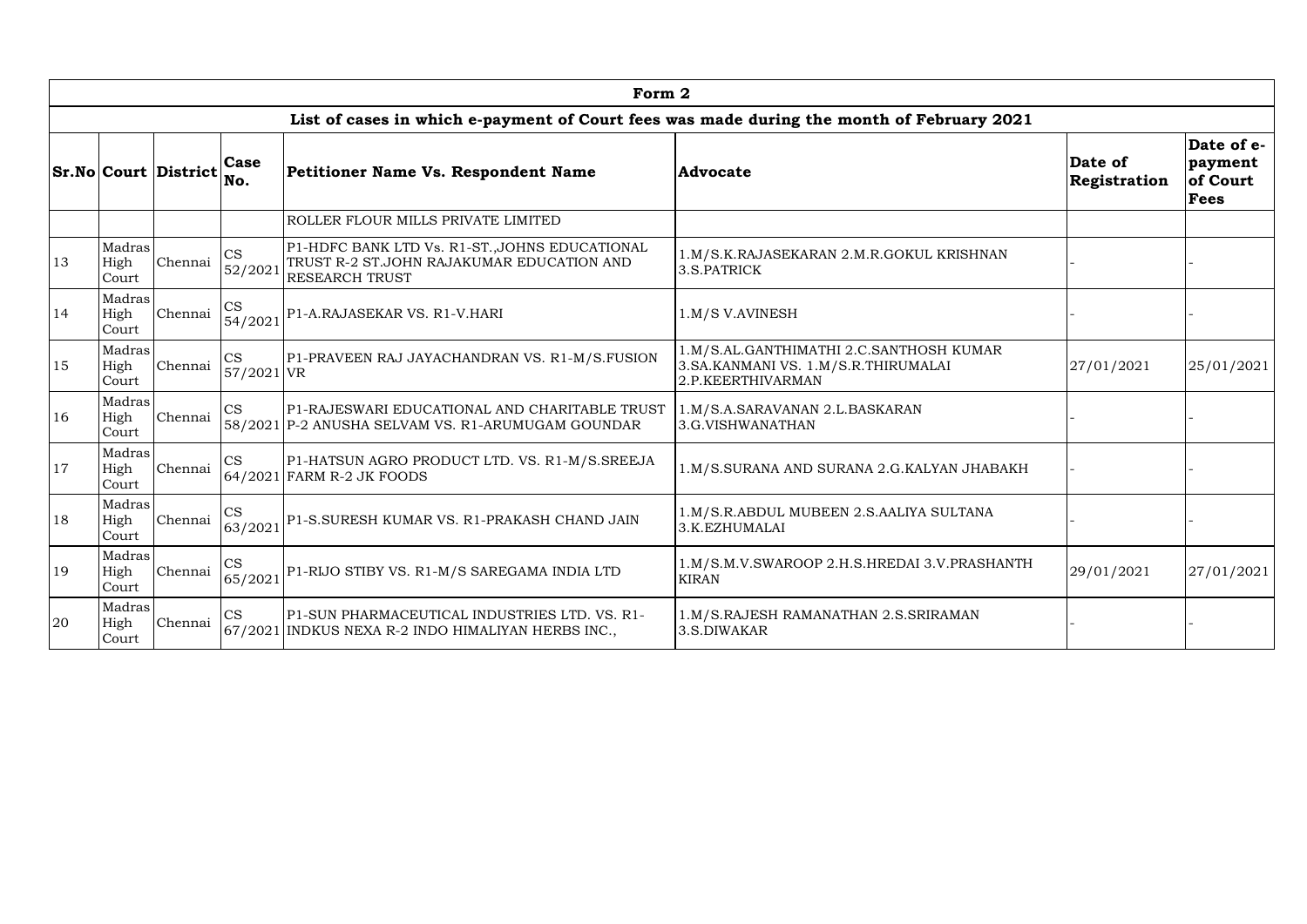| Form 2 | | | | | | | |
|---|---|---|---|---|---|---|---|
| List of cases in which e-payment of Court fees was made during the month of February 2021 | | | | | | | |
| **Sr.No** | **Court** | **District** | **Case No.** | **Petitioner Name Vs. Respondent Name** | **Advocate** | **Date of Registration** | **Date of e-payment of Court Fees** |
| | | | | ROLLER FLOUR MILLS PRIVATE LIMITED | | | |
| 13 | Madras High Court | Chennai | CS 52/2021 | P1-HDFC BANK LTD Vs. R1-ST.,JOHNS EDUCATIONAL TRUST R-2 ST.JOHN RAJAKUMAR EDUCATION AND RESEARCH TRUST | 1.M/S.K.RAJASEKARAN 2.M.R.GOKUL KRISHNAN 3.S.PATRICK | - | - |
| 14 | Madras High Court | Chennai | CS 54/2021 | P1-A.RAJASEKAR VS. R1-V.HARI | 1.M/S V.AVINESH | - | - |
| 15 | Madras High Court | Chennai | CS 57/2021 | P1-PRAVEEN RAJ JAYACHANDRAN VS. R1-M/S.FUSION VR | 1.M/S.AL.GANTHIMATHI 2.C.SANTHOSH KUMAR 3.SA.KANMANI VS. 1.M/S.R.THIRUMALAI 2.P.KEERTHIVARMAN | 27/01/2021 | 25/01/2021 |
| 16 | Madras High Court | Chennai | CS 58/2021 | P1-RAJESWARI EDUCATIONAL AND CHARITABLE TRUST P-2 ANUSHA SELVAM VS. R1-ARUMUGAM GOUNDAR | 1.M/S.A.SARAVANAN 2.L.BASKARAN 3.G.VISHWANATHAN | - | - |
| 17 | Madras High Court | Chennai | CS 64/2021 | P1-HATSUN AGRO PRODUCT LTD. VS. R1-M/S.SREEJA FARM R-2 JK FOODS | 1.M/S.SURANA AND SURANA 2.G.KALYAN JHABAKH | - | - |
| 18 | Madras High Court | Chennai | CS 63/2021 | P1-S.SURESH KUMAR VS. R1-PRAKASH CHAND JAIN | 1.M/S.R.ABDUL MUBEEN 2.S.AALIYA SULTANA 3.K.EZHUMALAI | - | - |
| 19 | Madras High Court | Chennai | CS 65/2021 | P1-RIJO STIBY VS. R1-M/S SAREGAMA INDIA LTD | 1.M/S.M.V.SWAROOP 2.H.S.HREDAI 3.V.PRASHANTH KIRAN | 29/01/2021 | 27/01/2021 |
| 20 | Madras High Court | Chennai | CS 67/2021 | P1-SUN PHARMACEUTICAL INDUSTRIES LTD. VS. R1-INDKUS NEXA R-2 INDO HIMALIYAN HERBS INC., | 1.M/S.RAJESH RAMANATHAN 2.S.SRIRAMAN 3.S.DIWAKAR | - | - |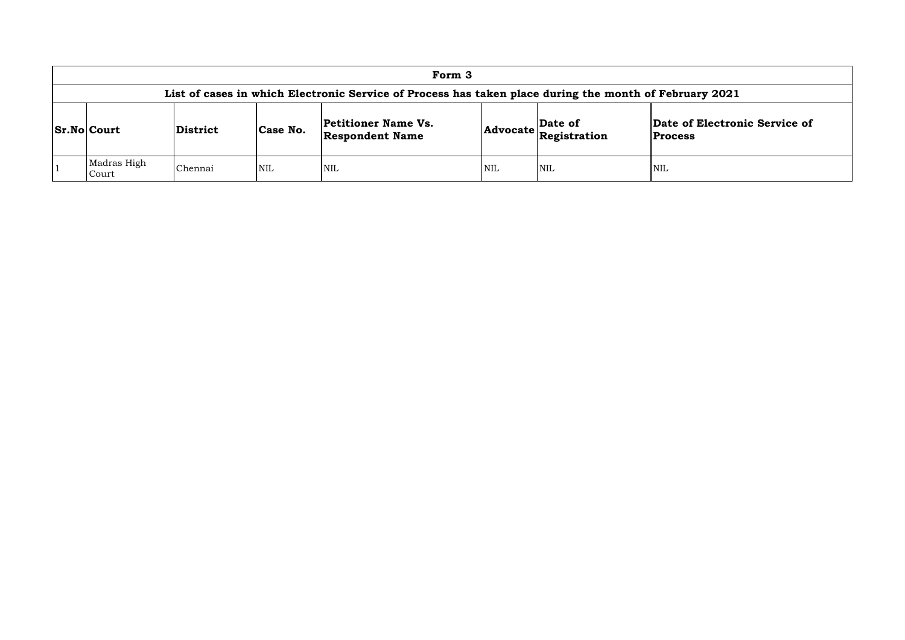| Form 3 | | | | | | | |
|---|---|---|---|---|---|---|---|
| **List of cases in which Electronic Service of Process has taken place during the month of February 2021** | | | | | | | |
| **Sr.No** | **Court** | **District** | **Case No.** | **Petitioner Name Vs. Respondent Name** | **Advocate** | **Date of Registration** | **Date of Electronic Service of Process** |
| 1 | Madras High Court | Chennai | NIL | NIL | NIL | NIL | NIL |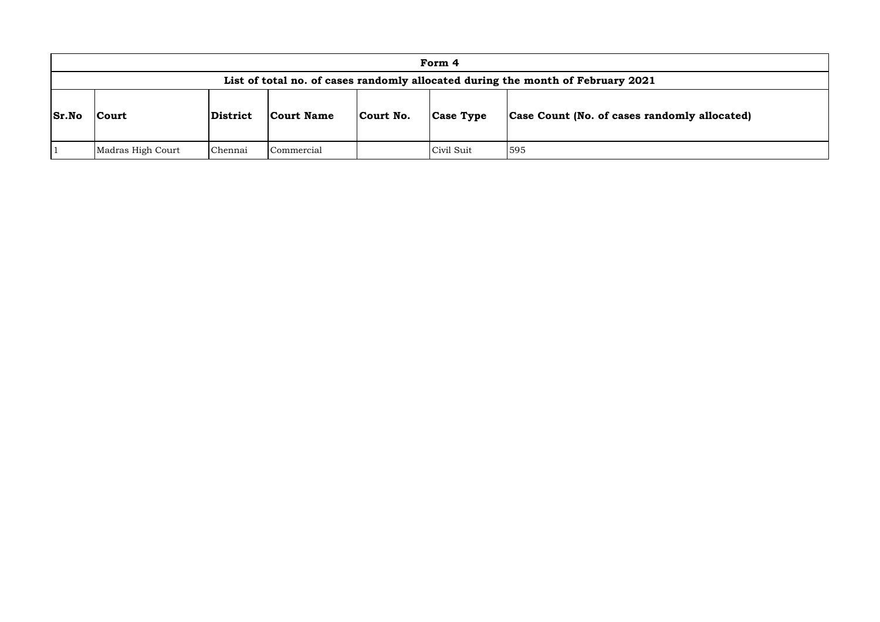| Form 4 | | | | | | |
|---|---|---|---|---|---|---|
| List of total no. of cases randomly allocated during the month of February 2021 | | | | | | |
| **Sr.No** | **Court** | **District** | **Court Name** | **Court No.** | **Case Type** | **Case Count (No. of cases randomly allocated)** |
| 1 | Madras High Court | Chennai | Commercial | | Civil Suit | 595 |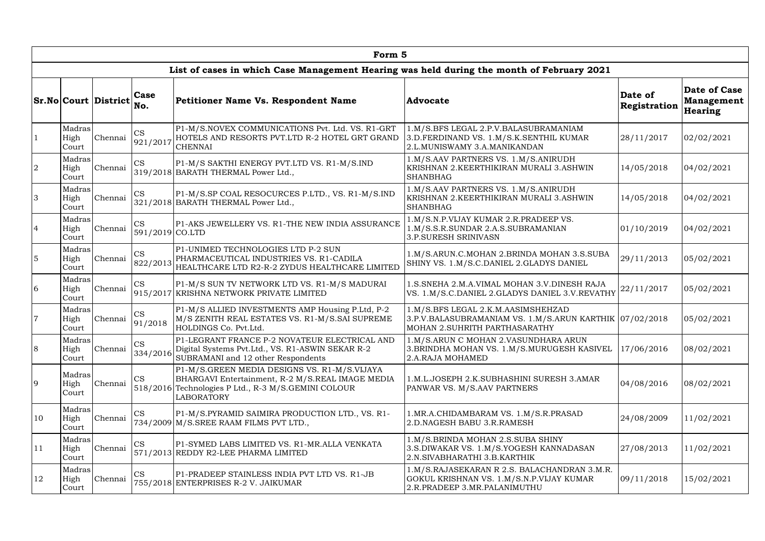# Form 5

## List of cases in which Case Management Hearing was held during the month of February 2021

| Sr.No | Court | District | Case No. | Petitioner Name Vs. Respondent Name | Advocate | Date of Registration | Date of Case Management Hearing |
|---|---|---|---|---|---|---|---|
| 1 | Madras High Court | Chennai | CS 921/2017 | P1-M/S.NOVEX COMMUNICATIONS Pvt. Ltd. VS. R1-GRT HOTELS AND RESORTS PVT.LTD R-2 HOTEL GRT GRAND CHENNAI | 1.M/S.BFS LEGAL 2.P.V.BALASUBRAMANIAM 3.D.FERDINAND VS. 1.M/S.K.SENTHIL KUMAR 2.L.MUNISWAMY 3.A.MANIKANDAN | 28/11/2017 | 02/02/2021 |
| 2 | Madras High Court | Chennai | CS 319/2018 | P1-M/S SAKTHI ENERGY PVT.LTD VS. R1-M/S.IND BARATH THERMAL Power Ltd., | 1.M/S.AAV PARTNERS VS. 1.M/S.ANIRUDH KRISHNAN 2.KEERTHIKIRAN MURALI 3.ASHWIN SHANBHAG | 14/05/2018 | 04/02/2021 |
| 3 | Madras High Court | Chennai | CS 321/2018 | P1-M/S.SP COAL RESOCURCES P.LTD., VS. R1-M/S.IND BARATH THERMAL Power Ltd., | 1.M/S.AAV PARTNERS VS. 1.M/S.ANIRUDH KRISHNAN 2.KEERTHIKIRAN MURALI 3.ASHWIN SHANBHAG | 14/05/2018 | 04/02/2021 |
| 4 | Madras High Court | Chennai | CS 591/2019 | P1-AKS JEWELLERY VS. R1-THE NEW INDIA ASSURANCE CO.LTD | 1.M/S.N.P.VIJAY KUMAR 2.R.PRADEEP VS. 1.M/S.S.R.SUNDAR 2.A.S.SUBRAMANIAN 3.P.SURESH SRINIVASN | 01/10/2019 | 04/02/2021 |
| 5 | Madras High Court | Chennai | CS 822/2013 | P1-UNIMED TECHNOLOGIES LTD P-2 SUN PHARMACEUTICAL INDUSTRIES VS. R1-CADILA HEALTHCARE LTD R2-R-2 ZYDUS HEALTHCARE LIMITED | 1.M/S.ARUN.C.MOHAN 2.BRINDA MOHAN 3.S.SUBA SHINY VS. 1.M/S.C.DANIEL 2.GLADYS DANIEL | 29/11/2013 | 05/02/2021 |
| 6 | Madras High Court | Chennai | CS 915/2017 | P1-M/S SUN TV NETWORK LTD VS. R1-M/S MADURAI KRISHNA NETWORK PRIVATE LIMITED | 1.S.SNEHA 2.M.A.VIMAL MOHAN 3.V.DINESH RAJA VS. 1.M/S.C.DANIEL 2.GLADYS DANIEL 3.V.REVATHY | 22/11/2017 | 05/02/2021 |
| 7 | Madras High Court | Chennai | CS 91/2018 | P1-M/S ALLIED INVESTMENTS AMP Housing P.Ltd, P-2 M/S ZENITH REAL ESTATES VS. R1-M/S.SAI SUPREME HOLDINGS Co. Pvt.Ltd. | 1.M/S.BFS LEGAL 2.K.M.AASIMSHEHZAD 3.P.V.BALASUBRAMANIAM VS. 1.M/S.ARUN KARTHIK MOHAN 2.SUHRITH PARTHASARATHY | 07/02/2018 | 05/02/2021 |
| 8 | Madras High Court | Chennai | CS 334/2016 | P1-LEGRANT FRANCE P-2 NOVATEUR ELECTRICAL AND Digital Systems Pvt.Ltd., VS. R1-ASWIN SEKAR R-2 SUBRAMANI and 12 other Respondents | 1.M/S.ARUN C MOHAN 2.VASUNDHARA ARUN 3.BRINDHA MOHAN VS. 1.M/S.MURUGESH KASIVEL 2.A.RAJA MOHAMED | 17/06/2016 | 08/02/2021 |
| 9 | Madras High Court | Chennai | CS 518/2016 | P1-M/S.GREEN MEDIA DESIGNS VS. R1-M/S.VIJAYA BHARGAVI Entertainment, R-2 M/S.REAL IMAGE MEDIA Technologies P Ltd., R-3 M/S.GEMINI COLOUR LABORATORY | 1.M.L.JOSEPH 2.K.SUBHASHINI SURESH 3.AMAR PANWAR VS. M/S.AAV PARTNERS | 04/08/2016 | 08/02/2021 |
| 10 | Madras High Court | Chennai | CS 734/2009 | P1-M/S.PYRAMID SAIMIRA PRODUCTION LTD., VS. R1-M/S.SREE RAAM FILMS PVT LTD., | 1.MR.A.CHIDAMBARAM VS. 1.M/S.R.PRASAD 2.D.NAGESH BABU 3.R.RAMESH | 24/08/2009 | 11/02/2021 |
| 11 | Madras High Court | Chennai | CS 571/2013 | P1-SYMED LABS LIMITED VS. R1-MR.ALLA VENKATA REDDY R2-LEE PHARMA LIMITED | 1.M/S.BRINDA MOHAN 2.S.SUBA SHINY 3.S.DIWAKAR VS. 1.M/S.YOGESH KANNADASAN 2.N.SIVABHARATHI 3.B.KARTHIK | 27/08/2013 | 11/02/2021 |
| 12 | Madras High Court | Chennai | CS 755/2018 | P1-PRADEEP STAINLESS INDIA PVT LTD VS. R1-JB ENTERPRISES R-2 V. JAIKUMAR | 1.M/S.RAJASEKARAN R 2.S. BALACHANDRAN 3.M.R. GOKUL KRISHNAN VS. 1.M/S.N.P.VIJAY KUMAR 2.R.PRADEEP 3.MR.PALANIMUTHU | 09/11/2018 | 15/02/2021 |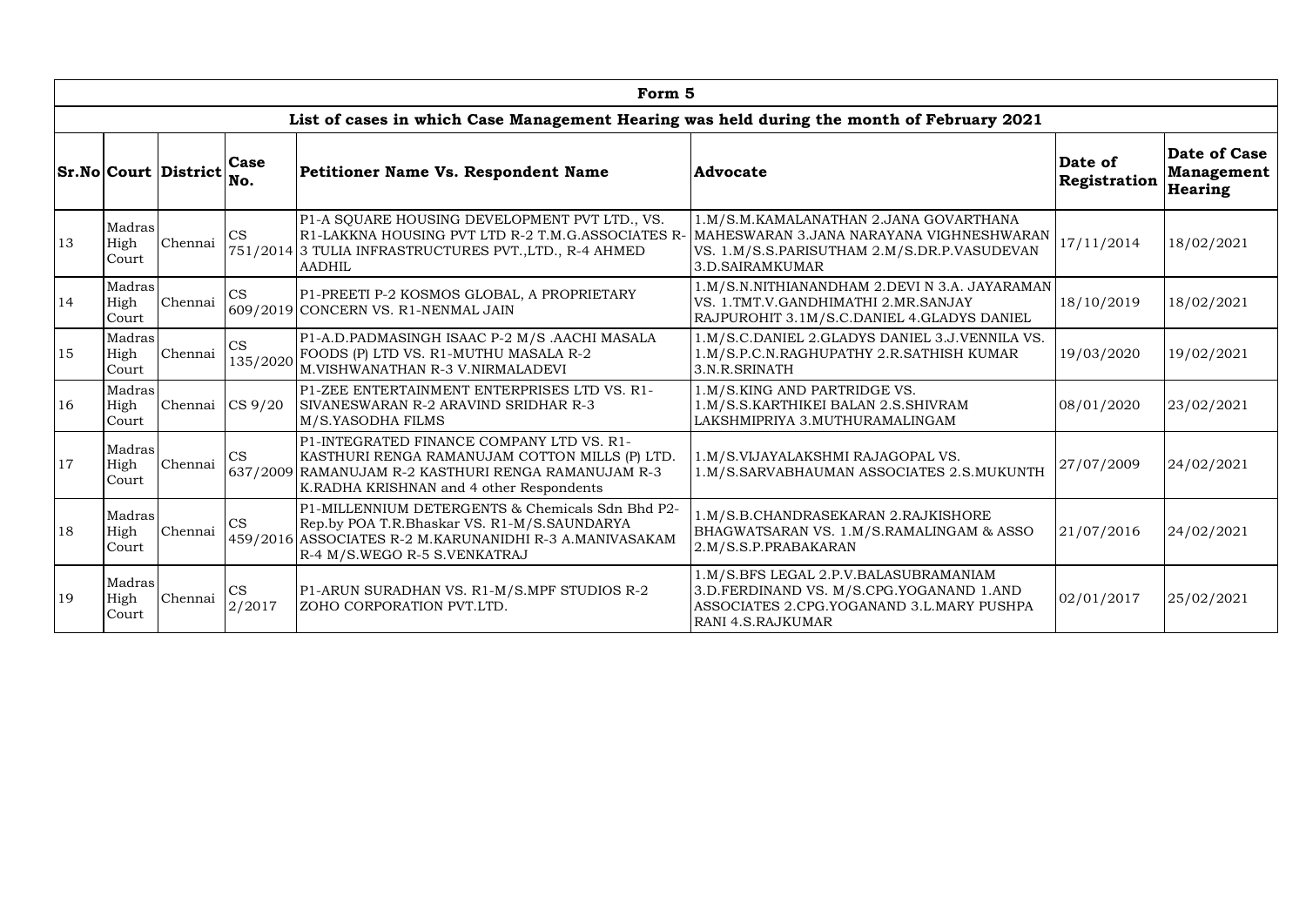| Form 5 | | | | | | | |
|---|---|---|---|---|---|---|---|
| **List of cases in which Case Management Hearing was held during the month of February 2021** | | | | | | | |
| **Sr.No** | **Court** | **District** | **Case No.** | **Petitioner Name Vs. Respondent Name** | **Advocate** | **Date of Registration** | **Date of Case Management Hearing** |
| 13 | Madras High Court | Chennai | CS 751/2014 | P1-A SQUARE HOUSING DEVELOPMENT PVT LTD., VS. R1-LAKKNA HOUSING PVT LTD R-2 T.M.G.ASSOCIATES R-3 TULIA INFRASTRUCTURES PVT.,LTD., R-4 AHMED AADHIL | 1.M/S.M.KAMALANATHAN 2.JANA GOVARTHANA MAHESWARAN 3.JANA NARAYANA VIGHNESHWARAN VS. 1.M/S.S.PARISUTHAM 2.M/S.DR.P.VASUDEVAN 3.D.SAIRAMKUMAR | 17/11/2014 | 18/02/2021 |
| 14 | Madras High Court | Chennai | CS 609/2019 | P1-PREETI P-2 KOSMOS GLOBAL, A PROPRIETARY CONCERN VS. R1-NENMAL JAIN | 1.M/S.N.NITHIANANDHAM 2.DEVI N 3.A. JAYARAMAN VS. 1.TMT.V.GANDHIMATHI 2.MR.SANJAY RAJPUROHIT 3.1M/S.C.DANIEL 4.GLADYS DANIEL | 18/10/2019 | 18/02/2021 |
| 15 | Madras High Court | Chennai | CS 135/2020 | P1-A.D.PADMASINGH ISAAC P-2 M/S .AACHI MASALA FOODS (P) LTD VS. R1-MUTHU MASALA R-2 M.VISHWANATHAN R-3 V.NIRMALADEVI | 1.M/S.C.DANIEL 2.GLADYS DANIEL 3.J.VENNILA VS. 1.M/S.P.C.N.RAGHUPATHY 2.R.SATHISH KUMAR 3.N.R.SRINATH | 19/03/2020 | 19/02/2021 |
| 16 | Madras High Court | Chennai | CS 9/20 | P1-ZEE ENTERTAINMENT ENTERPRISES LTD VS. R1-SIVANESWARAN R-2 ARAVIND SRIDHAR R-3 M/S.YASODHA FILMS | 1.M/S.KING AND PARTRIDGE VS. 1.M/S.S.KARTHIKEI BALAN 2.S.SHIVRAM LAKSHMIPRIYA 3.MUTHURAMALINGAM | 08/01/2020 | 23/02/2021 |
| 17 | Madras High Court | Chennai | CS 637/2009 | P1-INTEGRATED FINANCE COMPANY LTD VS. R1-KASTHURI RENGA RAMANUJAM COTTON MILLS (P) LTD. RAMANUJAM R-2 KASTHURI RENGA RAMANUJAM R-3 K.RADHA KRISHNAN and 4 other Respondents | 1.M/S.VIJAYALAKSHMI RAJAGOPAL VS. 1.M/S.SARVABHAUMAN ASSOCIATES 2.S.MUKUNTH | 27/07/2009 | 24/02/2021 |
| 18 | Madras High Court | Chennai | CS 459/2016 | P1-MILLENNIUM DETERGENTS & Chemicals Sdn Bhd P2-Rep.by POA T.R.Bhaskar VS. R1-M/S.SAUNDARYA ASSOCIATES R-2 M.KARUNANIDHI R-3 A.MANIVASAKAM R-4 M/S.WEGO R-5 S.VENKATRAJ | 1.M/S.B.CHANDRASEKARAN 2.RAJKISHORE BHAGWATSARAN VS. 1.M/S.RAMALINGAM & ASSO 2.M/S.S.P.PRABAKARAN | 21/07/2016 | 24/02/2021 |
| 19 | Madras High Court | Chennai | CS 2/2017 | P1-ARUN SURADHAN VS. R1-M/S.MPF STUDIOS R-2 ZOHO CORPORATION PVT.LTD. | 1.M/S.BFS LEGAL 2.P.V.BALASUBRAMANIAM 3.D.FERDINAND VS. M/S.CPG.YOGANAND 1.AND ASSOCIATES 2.CPG.YOGANAND 3.L.MARY PUSHPA RANI 4.S.RAJKUMAR | 02/01/2017 | 25/02/2021 |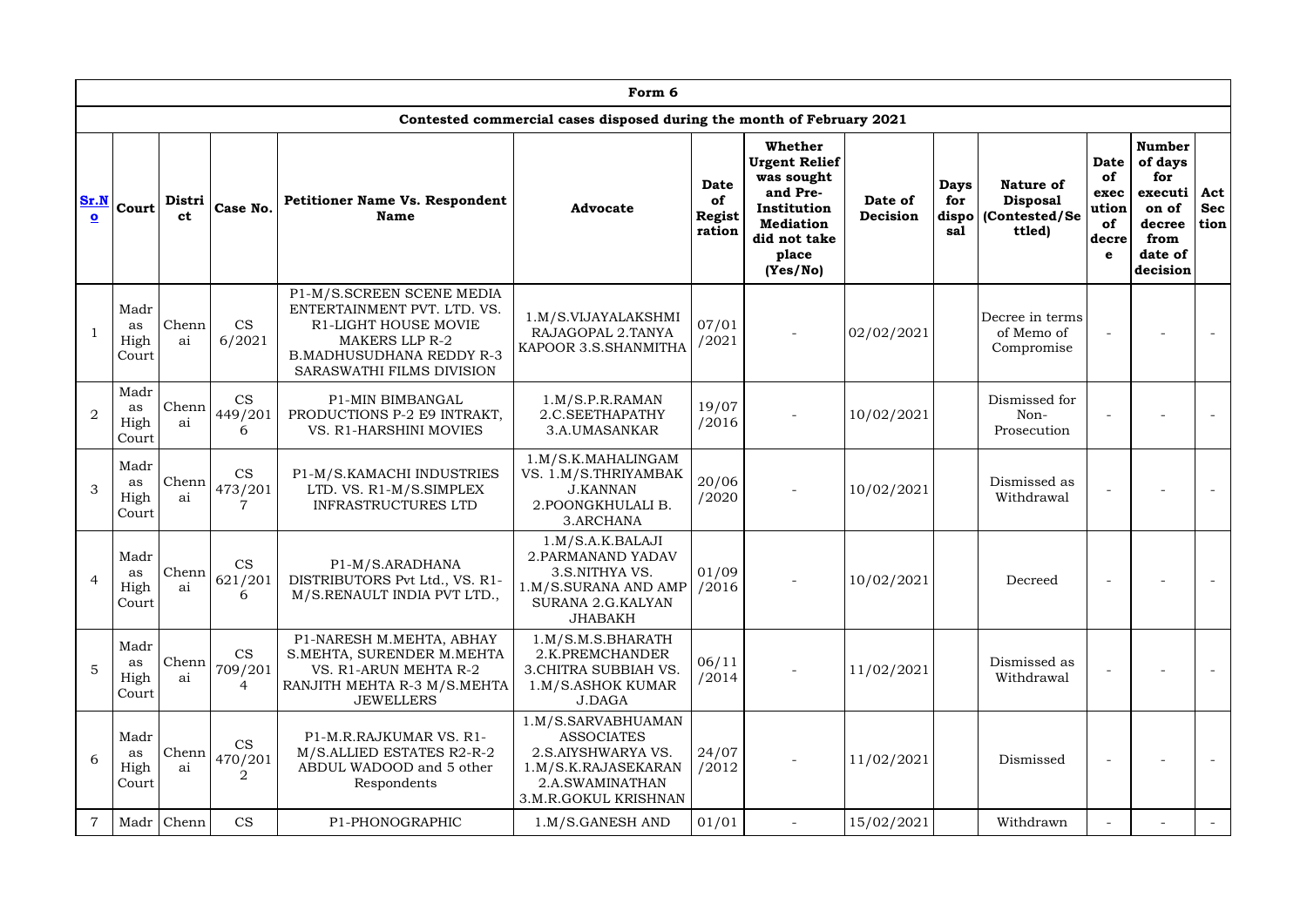| Form 6 | | | | | | | | | | | | | | |
|---|---|---|---|---|---|---|---|---|---|---|---|---|---|---|
| Contested commercial cases disposed during the month of February 2021 | | | | | | | | | | | | | | |
| Sr.No | Court | District | Case No. | Petitioner Name Vs. Respondent Name | Advocate | Date of Registration | Whether Urgent Relief was sought and Pre-Institution Mediation did not take place (Yes/No) | Date of Decision | Days for disposal | Nature of Disposal (Contested/Settled) | Date of execution of decree | Number of days for execution of decree from date of decision | Act Section |
| 1 | Madras High Court | Chennai | CS 6/2021 | P1-M/S.SCREEN SCENE MEDIA ENTERTAINMENT PVT. LTD. VS. R1-LIGHT HOUSE MOVIE MAKERS LLP R-2 B.MADHUSUDHANA REDDY R-3 SARASWATHI FILMS DIVISION | 1.M/S.VIJAYALAKSHMI RAJAGOPAL 2.TANYA KAPOOR 3.S.SHANMITHA | 07/01/2021 | - | 02/02/2021 | | Decree in terms of Memo of Compromise | - | - | - |
| 2 | Madras High Court | Chennai | CS 449/2016 | P1-MIN BIMBANGAL PRODUCTIONS P-2 E9 INTRAKT, VS. R1-HARSHINI MOVIES | 1.M/S.P.R.RAMAN 2.C.SEETHAPATHY 3.A.UMASANKAR | 19/07/2016 | - | 10/02/2021 | | Dismissed for Non-Prosecution | - | - | - |
| 3 | Madras High Court | Chennai | CS 473/2017 | P1-M/S.KAMACHI INDUSTRIES LTD. VS. R1-M/S.SIMPLEX INFRASTRUCTURES LTD | 1.M/S.K.MAHALINGAM VS. 1.M/S.THRIYAMBAK J.KANNAN 2.POONGKHULALI B. 3.ARCHANA | 20/06/2020 | - | 10/02/2021 | | Dismissed as Withdrawal | - | - | - |
| 4 | Madras High Court | Chennai | CS 621/2016 | P1-M/S.ARADHANA DISTRIBUTORS Pvt Ltd., VS. R1-M/S.RENAULT INDIA PVT LTD., | 1.M/S.A.K.BALAJI 2.PARMANAND YADAV 3.S.NITHYA VS. 1.M/S.SURANA AND AMP SURANA 2.G.KALYAN JHABAKH | 01/09/2016 | - | 10/02/2021 | | Decreed | - | - | - |
| 5 | Madras High Court | Chennai | CS 709/2014 | P1-NARESH M.MEHTA, ABHAY S.MEHTA, SURENDER M.MEHTA VS. R1-ARUN MEHTA R-2 RANJITH MEHTA R-3 M/S.MEHTA JEWELLERS | 1.M/S.M.S.BHARATH 2.K.PREMCHANDER 3.CHITRA SUBBIAH VS. 1.M/S.ASHOK KUMAR J.DAGA | 06/11/2014 | - | 11/02/2021 | | Dismissed as Withdrawal | - | - | - |
| 6 | Madras High Court | Chennai | CS 470/2012 | P1-M.R.RAJKUMAR VS. R1-M/S.ALLIED ESTATES R2-R-2 ABDUL WADOOD and 5 other Respondents | 1.M/S.SARVABHUAMAN ASSOCIATES 2.S.AIYSHWARYA VS. 1.M/S.K.RAJASEKARAN 2.A.SWAMINATHAN 3.M.R.GOKUL KRISHNAN | 24/07/2012 | - | 11/02/2021 | | Dismissed | - | - | - |
| 7 | Madr | Chenn | CS | P1-PHONOGRAPHIC | 1.M/S.GANESH AND | 01/01 | - | 15/02/2021 | | Withdrawn | - | - | - |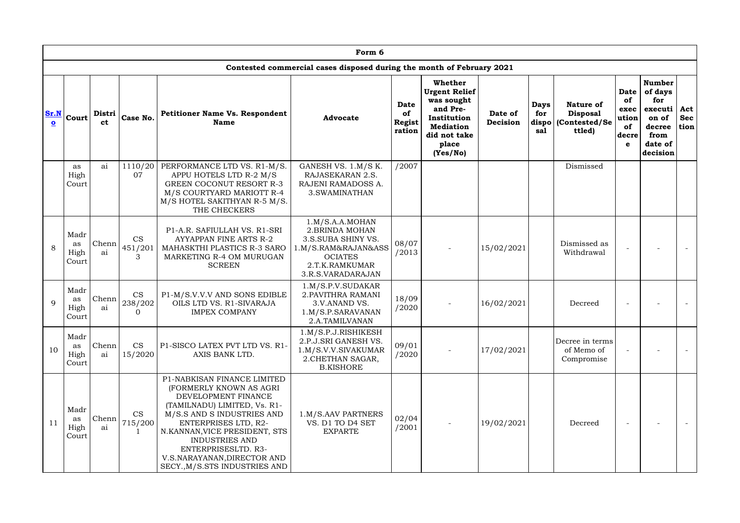## Form 6

### Contested commercial cases disposed during the month of February 2021

| Sr.No | Court | District | Case No. | Petitioner Name Vs. Respondent Name | Advocate | Date of Registration | Whether Urgent Relief was sought and Pre-Institution Mediation did not take place (Yes/No) | Date of Decision | Days for disposal | Nature of Disposal (Contested/Settled) | Date of execution of decree | Number of days for execution of decree from date of decision | Act Section |
|---|---|---|---|---|---|---|---|---|---|---|---|---|---|
| | as High Court | ai | 1110/2007 | PERFORMANCE LTD VS. R1-M/S. APPU HOTELS LTD R-2 M/S GREEN COCONUT RESORT R-3 M/S COURTYARD MARIOTT R-4 M/S HOTEL SAKITHYAN R-5 M/S. THE CHECKERS | GANESH VS. 1.M/S K. RAJASEKARAN 2.S. RAJENI RAMADOSS A. 3.SWAMINATHAN | /2007 | | | | Dismissed | | | |
| 8 | Madras High Court | Chennai | CS 451/2013 | P1-A.R. SAFIULLAH VS. R1-SRI AYYAPPAN FINE ARTS R-2 MAHASKTHI PLASTICS R-3 SARO MARKETING R-4 OM MURUGAN SCREEN | 1.M/S.A.A.MOHAN 2.BRINDA MOHAN 3.S.SUBA SHINY VS. 1.M/S.RAM&RAJAN&ASSOCIATES 2.T.K.RAMKUMAR 3.R.S.VARADARAJAN | 08/07/2013 | - | 15/02/2021 | | Dismissed as Withdrawal | - | - | - |
| 9 | Madras High Court | Chennai | CS 238/2020 | P1-M/S.V.V.V AND SONS EDIBLE OILS LTD VS. R1-SIVARAJA IMPEX COMPANY | 1.M/S.P.V.SUDAKAR 2.PAVITHRA RAMANI 3.V.ANAND VS. 1.M/S.P.SARAVANAN 2.A.TAMILVANAN | 18/09/2020 | - | 16/02/2021 | | Decreed | - | - | - |
| 10 | Madras High Court | Chennai | CS 15/2020 | P1-SISCO LATEX PVT LTD VS. R1-AXIS BANK LTD. | 1.M/S.P.J.RISHIKESH 2.P.J.SRI GANESH VS. 1.M/S.V.V.SIVAKUMAR 2.CHETHAN SAGAR, B.KISHORE | 09/01/2020 | - | 17/02/2021 | | Decree in terms of Memo of Compromise | - | - | - |
| 11 | Madras High Court | Chennai | CS 715/2001 | P1-NABKISAN FINANCE LIMITED (FORMERLY KNOWN AS AGRI DEVELOPMENT FINANCE (TAMILNADU) LIMITED, Vs. R1-M/S.S AND S INDUSTRIES AND ENTERPRISES LTD, R2-N.KANNAN,VICE PRESIDENT, STS INDUSTRIES AND ENTERPRISESLTD. R3-V.S.NARAYANAN,DIRECTOR AND SECY.,M/S.STS INDUSTRIES AND | 1.M/S.AAV PARTNERS VS. D1 TO D4 SET EXPARTE | 02/04/2001 | - | 19/02/2021 | | Decreed | - | - | - |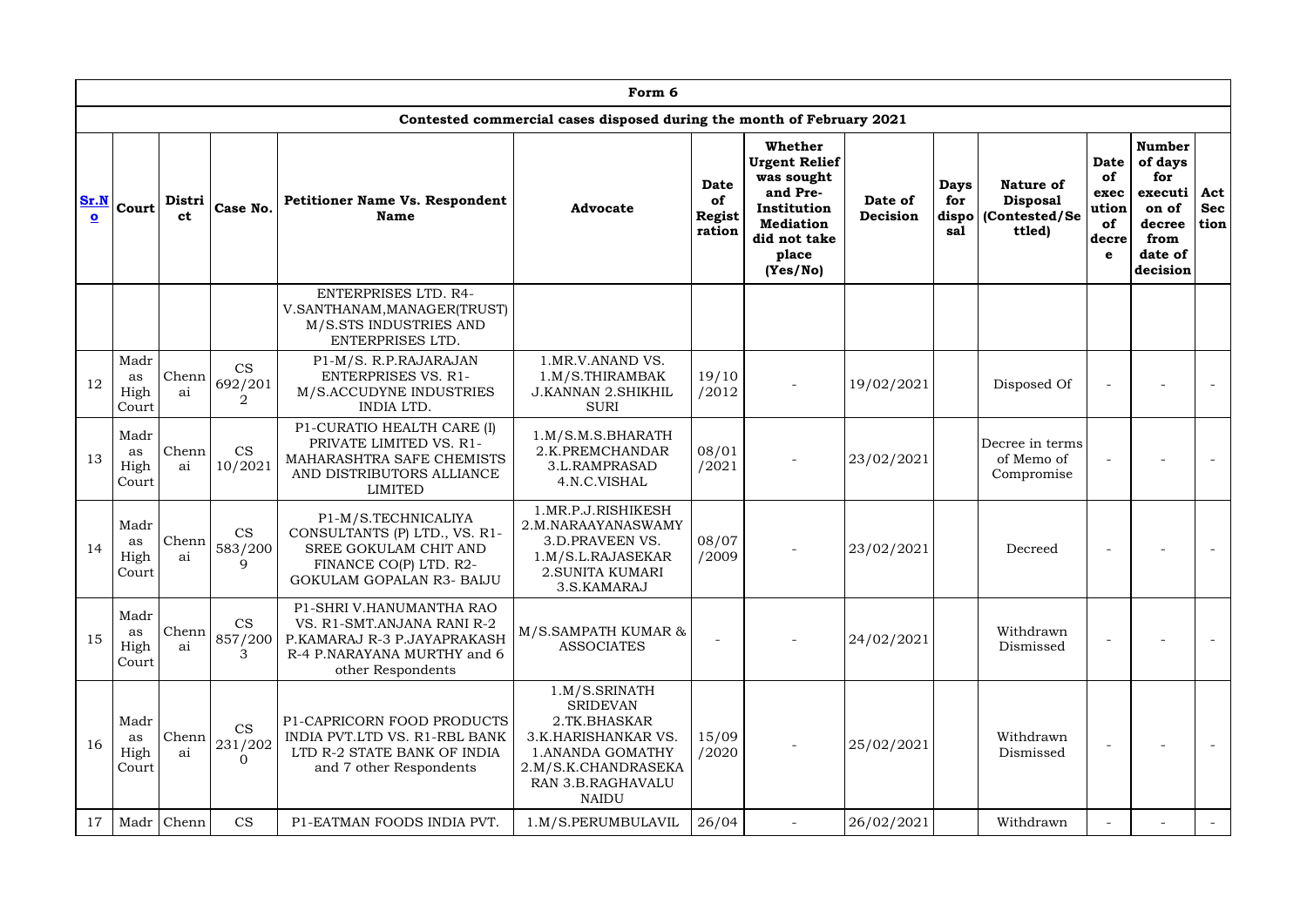# Form 6

## Contested commercial cases disposed during the month of February 2021

| Sr.No | Court | District | Case No. | Petitioner Name Vs. Respondent Name | Advocate | Date of Registration | Whether Urgent Relief was sought and Pre-Institution Mediation did not take place (Yes/No) | Date of Decision | Days for disposal | Nature of Disposal (Contested/Settled) | Date of execution of decree | Number of days for execution of decree from date of decision | Act Section |
|---|---|---|---|---|---|---|---|---|---|---|---|---|---|
| | | | | ENTERPRISES LTD. R4-V.SANTHANAM,MANAGER(TRUST) M/S.STS INDUSTRIES AND ENTERPRISES LTD. | | | | | | | | | |
| 12 | Madras High Court | Chennai | CS 692/2012 | P1-M/S. R.P.RAJARAJAN ENTERPRISES VS. R1-M/S.ACCUDYNE INDUSTRIES INDIA LTD. | 1.MR.V.ANAND VS. 1.M/S.THIRAMBAK J.KANNAN 2.SHIKHIL SURI | 19/10/2012 | - | 19/02/2021 | | Disposed Of | - | - | - |
| 13 | Madras High Court | Chennai | CS 10/2021 | P1-CURATIO HEALTH CARE (I) PRIVATE LIMITED VS. R1-MAHARASHTRA SAFE CHEMISTS AND DISTRIBUTORS ALLIANCE LIMITED | 1.M/S.M.S.BHARATH 2.K.PREMCHANDAR 3.L.RAMPRASAD 4.N.C.VISHAL | 08/01/2021 | - | 23/02/2021 | | Decree in terms of Memo of Compromise | - | - | - |
| 14 | Madras High Court | Chennai | CS 583/2009 | P1-M/S.TECHNICALIYA CONSULTANTS (P) LTD., VS. R1-SREE GOKULAM CHIT AND FINANCE CO(P) LTD. R2-GOKULAM GOPALAN R3- BAIJU | 1.MR.P.J.RISHIKESH 2.M.NARAAYANASWAMY 3.D.PRAVEEN VS. 1.M/S.L.RAJASEKAR 2.SUNITA KUMARI 3.S.KAMARAJ | 08/07/2009 | - | 23/02/2021 | | Decreed | - | - | - |
| 15 | Madras High Court | Chennai | CS 857/2003 | P1-SHRI V.HANUMANTHA RAO VS. R1-SMT.ANJANA RANI R-2 P.KAMARAJ R-3 P.JAYAPRAKASH R-4 P.NARAYANA MURTHY and 6 other Respondents | M/S.SAMPATH KUMAR & ASSOCIATES | - | - | 24/02/2021 | | Withdrawn Dismissed | - | - | - |
| 16 | Madras High Court | Chennai | CS 231/2020 | P1-CAPRICORN FOOD PRODUCTS INDIA PVT.LTD VS. R1-RBL BANK LTD R-2 STATE BANK OF INDIA and 7 other Respondents | 1.M/S.SRINATH SRIDEVAN 2.TK.BHASKAR 3.K.HARISHANKAR VS. 1.ANANDA GOMATHY 2.M/S.K.CHANDRASEKARAN 3.B.RAGHAVALU NAIDU | 15/09/2020 | - | 25/02/2021 | | Withdrawn Dismissed | - | - | - |
| 17 | Madr | Chenn | CS | P1-EATMAN FOODS INDIA PVT. | 1.M/S.PERUMBULAVIL | 26/04 | - | 26/02/2021 | | Withdrawn | - | - | - |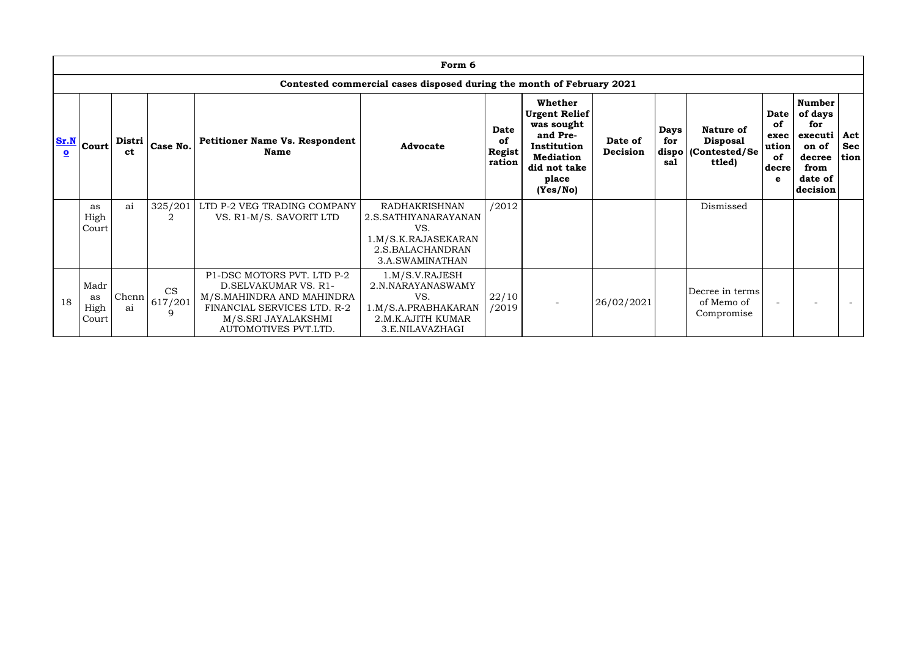**Form 6**

**Contested commercial cases disposed during the month of February 2021**

| Sr.No | Court | District | Case No. | Petitioner Name Vs. Respondent Name | Advocate | Date of Registration | Whether Urgent Relief was sought and Pre-Institution Mediation did not take place (Yes/No) | Date of Decision | Days for disposal | Nature of Disposal (Contested/Settled) | Date of execution of decree | Number of days for execution of decree from date of decision | Act Section |
|---|---|---|---|---|---|---|---|---|---|---|---|---|---|
| | as High Court | ai | 325/2012 | LTD P-2 VEG TRADING COMPANY VS. R1-M/S. SAVORIT LTD | RADHAKRISHNAN 2.S.SATHIYANARAYANAN VS. 1.M/S.K.RAJASEKARAN 2.S.BALACHANDRAN 3.A.SWAMINATHAN | /2012 | | | | Dismissed | | | |
| 18 | Madras High Court | Chennai | CS 617/2019 | P1-DSC MOTORS PVT. LTD P-2 D.SELVAKUMAR VS. R1-M/S.MAHINDRA AND MAHINDRA FINANCIAL SERVICES LTD. R-2 M/S.SRI JAYALAKSHMI AUTOMOTIVES PVT.LTD. | 1.M/S.V.RAJESH 2.N.NARAYANASWAMY VS. 1.M/S.A.PRABHAKARAN 2.M.K.AJITH KUMAR 3.E.NILAVAZHAGI | 22/10/2019 | - | 26/02/2021 | | Decree in terms of Memo of Compromise | - | - | - |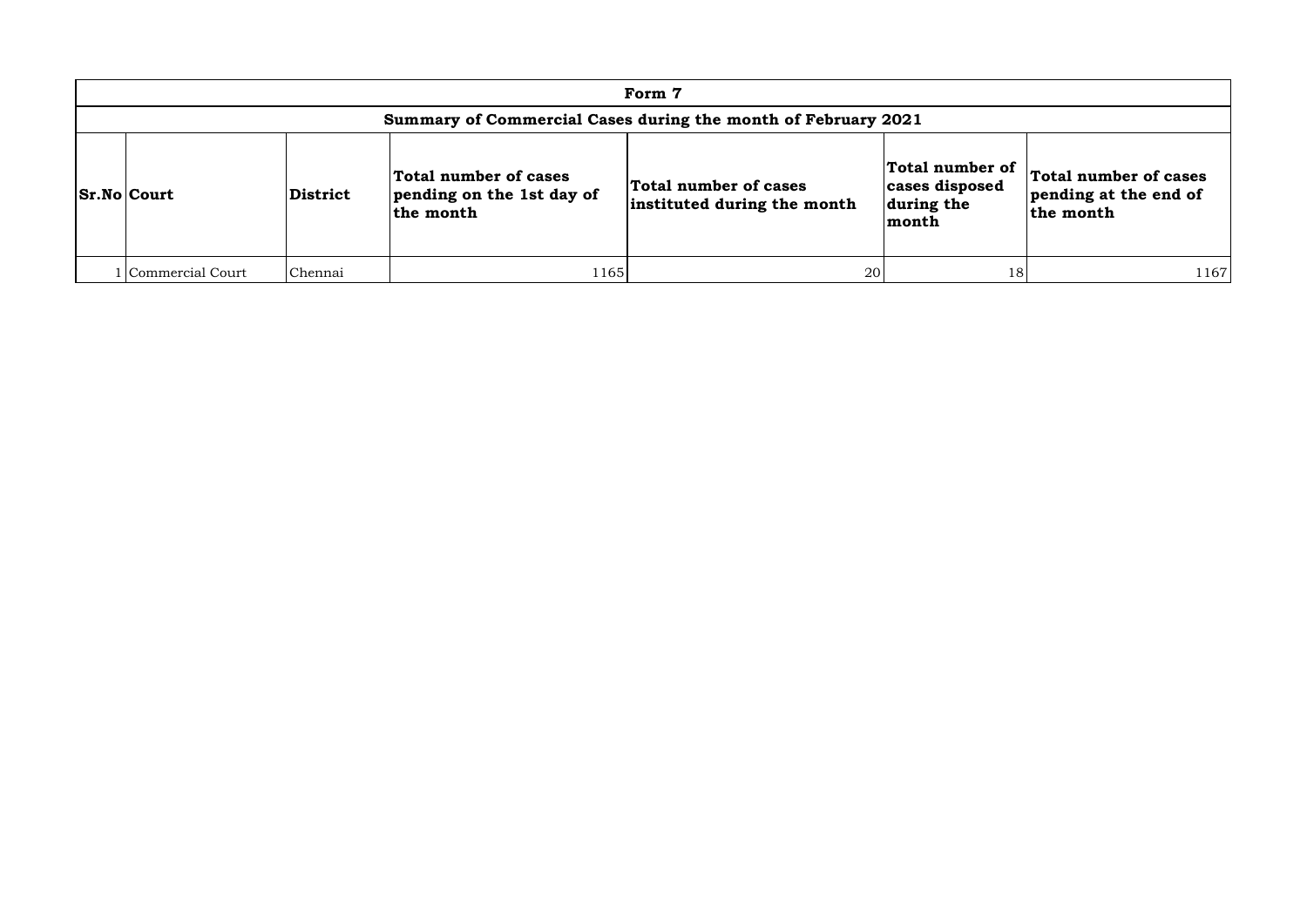# Form 7

## Summary of Commercial Cases during the month of February 2021

| Sr.No | Court | District | Total number of cases pending on the 1st day of the month | Total number of cases instituted during the month | Total number of cases disposed during the month | Total number of cases pending at the end of the month |
|---|---|---|---|---|---|---|
| 1 | Commercial Court | Chennai | 1165 | 20 | 18 | 1167 |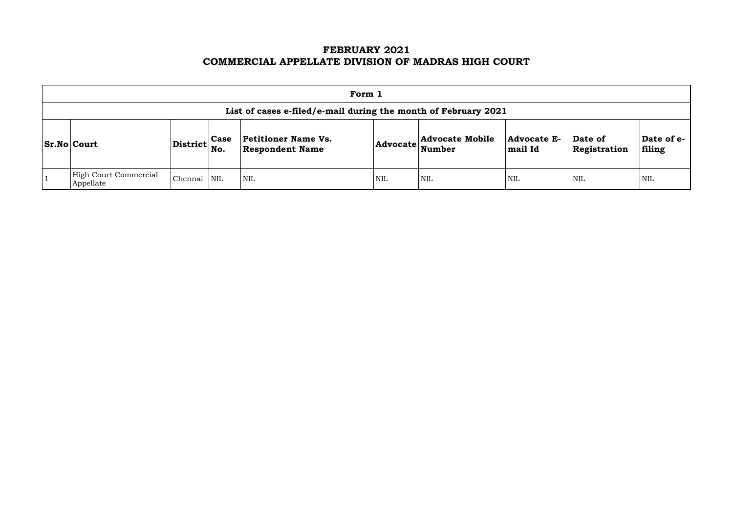# FEBRUARY 2021
# COMMERCIAL APPELLATE DIVISION OF MADRAS HIGH COURT

| Form 1 | | | | | | | | | |
|---|---|---|---|---|---|---|---|---|---|
| **List of cases e-filed/e-mail during the month of February 2021** | | | | | | | | | |
| **Sr.No** | **Court** | **District** | **Case No.** | **Petitioner Name Vs. Respondent Name** | **Advocate** | **Advocate Mobile Number** | **Advocate E-mail Id** | **Date of Registration** | **Date of e-filing** |
| 1 | High Court Commercial Appellate | Chennai | NIL | NIL | NIL | NIL | NIL | NIL | NIL |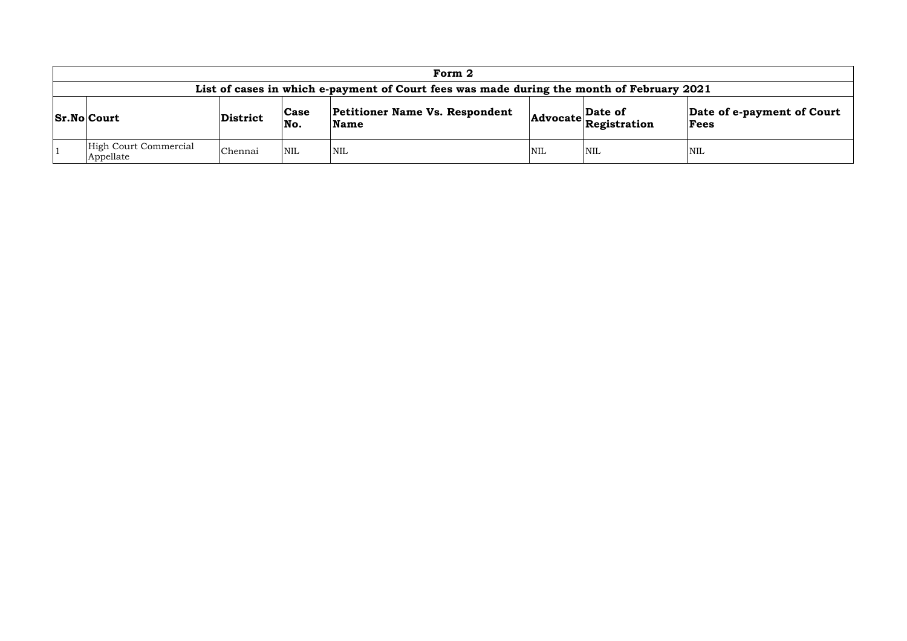| Form 2 | | | | | | | |
|---|---|---|---|---|---|---|---|
| List of cases in which e-payment of Court fees was made during the month of February 2021 | | | | | | | |
| **Sr.No** | **Court** | **District** | **Case No.** | **Petitioner Name Vs. Respondent Name** | **Advocate** | **Date of Registration** | **Date of e-payment of Court Fees** |
| 1 | High Court Commercial Appellate | Chennai | NIL | NIL | NIL | NIL | NIL |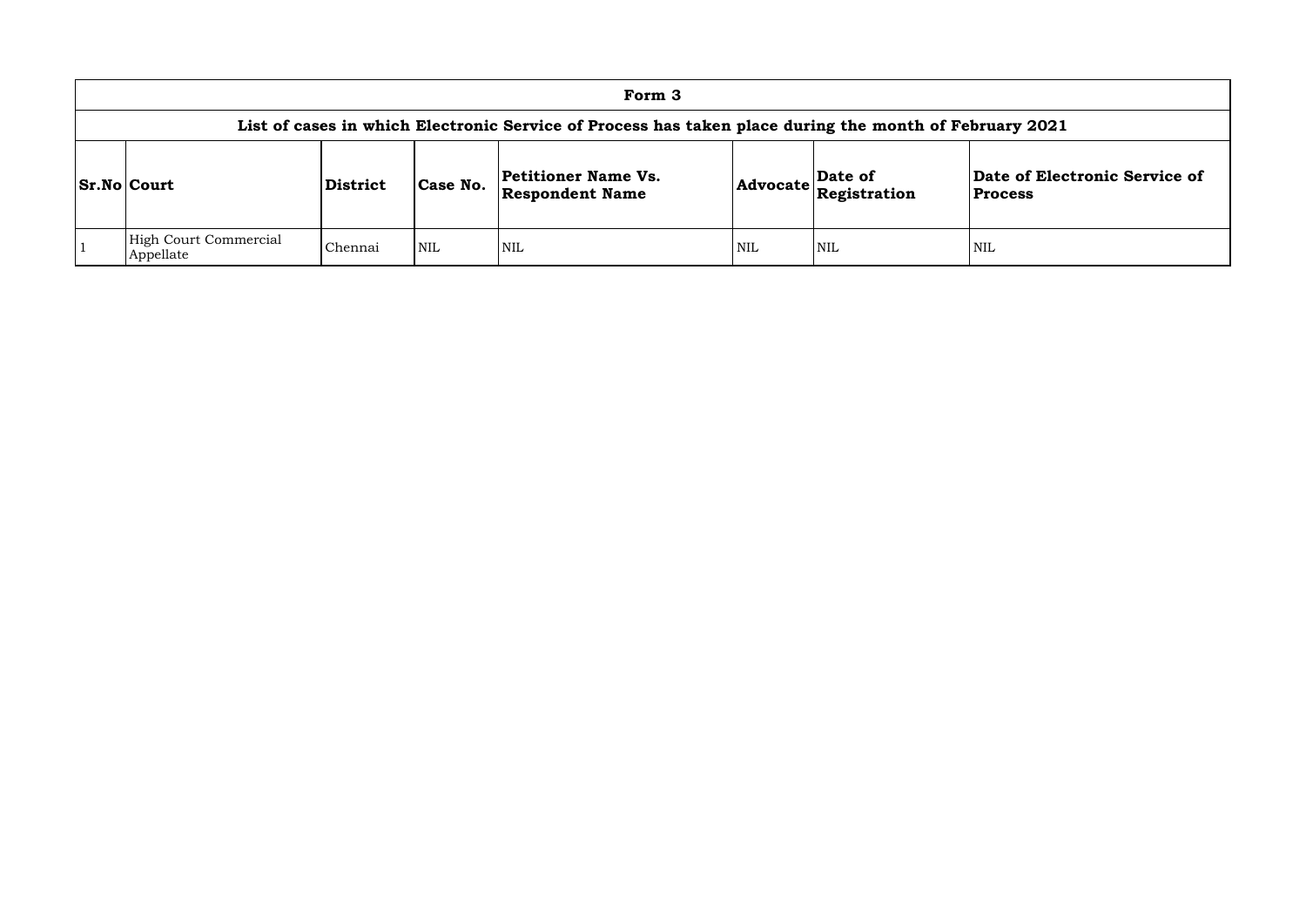# Form 3

## List of cases in which Electronic Service of Process has taken place during the month of February 2021

| Sr.No | Court | District | Case No. | Petitioner Name Vs. Respondent Name | Advocate | Date of Registration | Date of Electronic Service of Process |
|---|---|---|---|---|---|---|---|
| 1 | High Court Commercial Appellate | Chennai | NIL | NIL | NIL | NIL | NIL |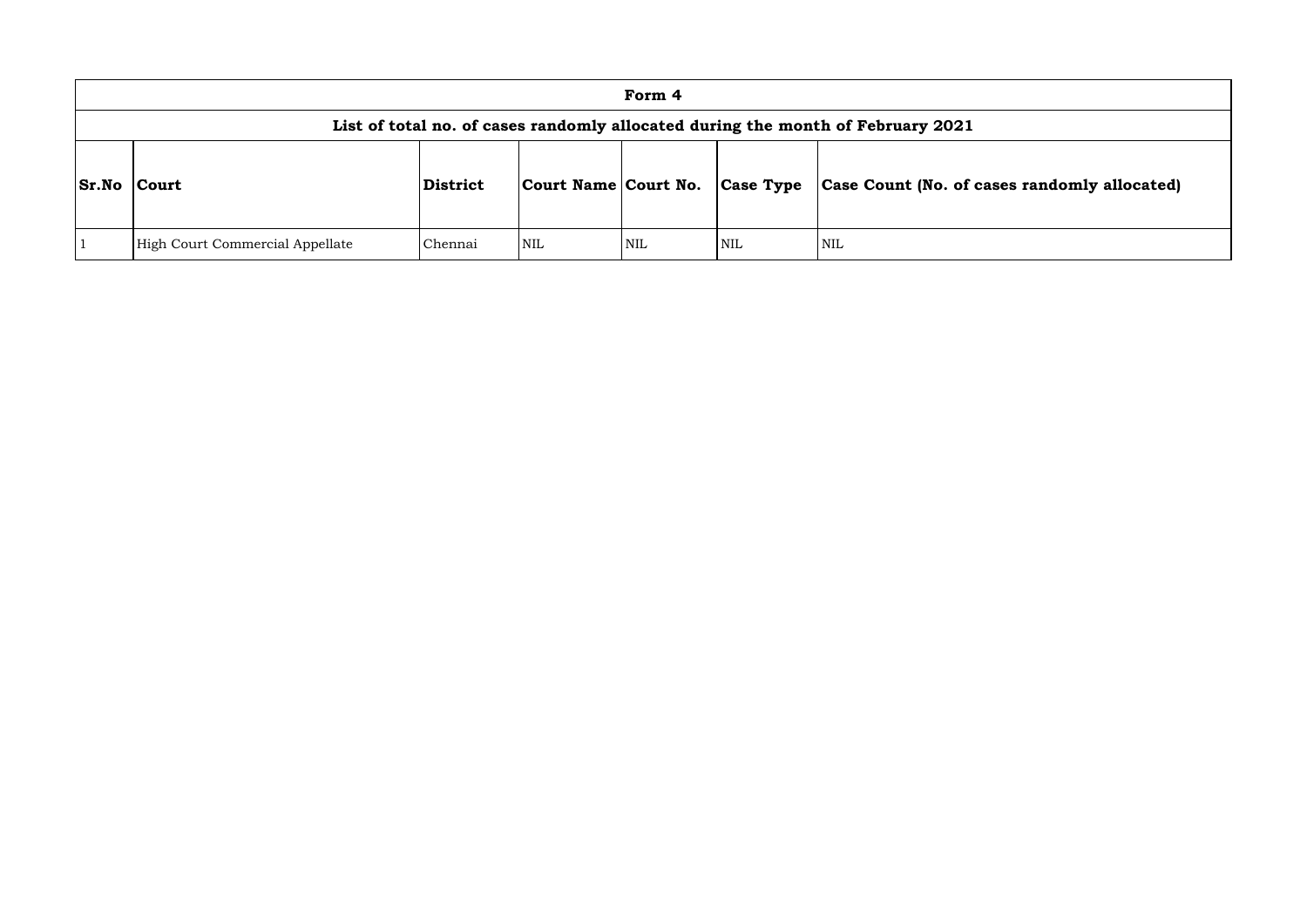## Form 4

### List of total no. of cases randomly allocated during the month of February 2021

| Sr.No | Court | District | Court Name | Court No. | Case Type | Case Count (No. of cases randomly allocated) |
|---|---|---|---|---|---|---|
| 1 | High Court Commercial Appellate | Chennai | NIL | NIL | NIL | NIL |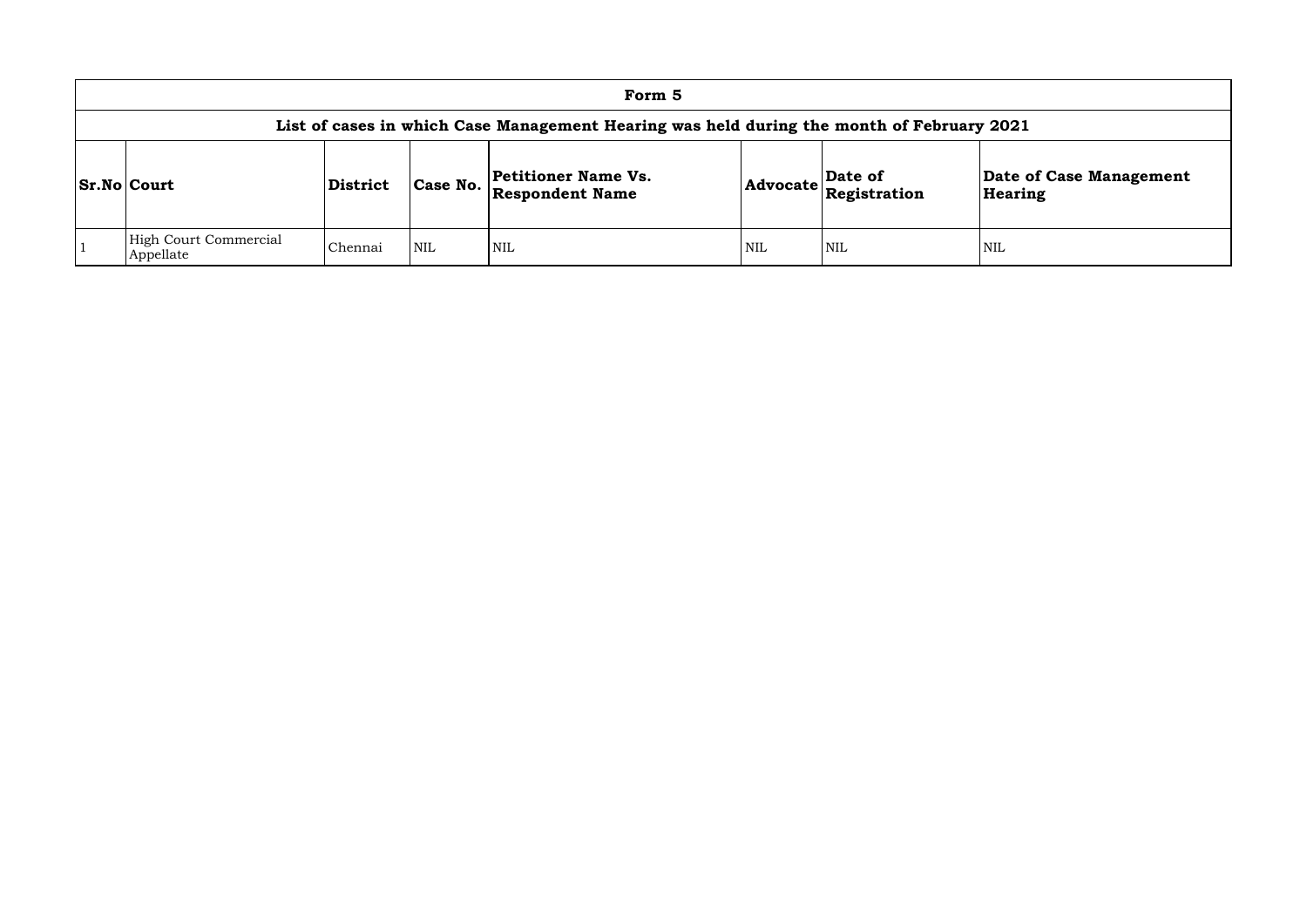# Form 5

## List of cases in which Case Management Hearing was held during the month of February 2021

| Sr.No | Court | District | Case No. | Petitioner Name Vs. Respondent Name | Advocate | Date of Registration | Date of Case Management Hearing |
|---|---|---|---|---|---|---|---|
| 1 | High Court Commercial Appellate | Chennai | NIL | NIL | NIL | NIL | NIL |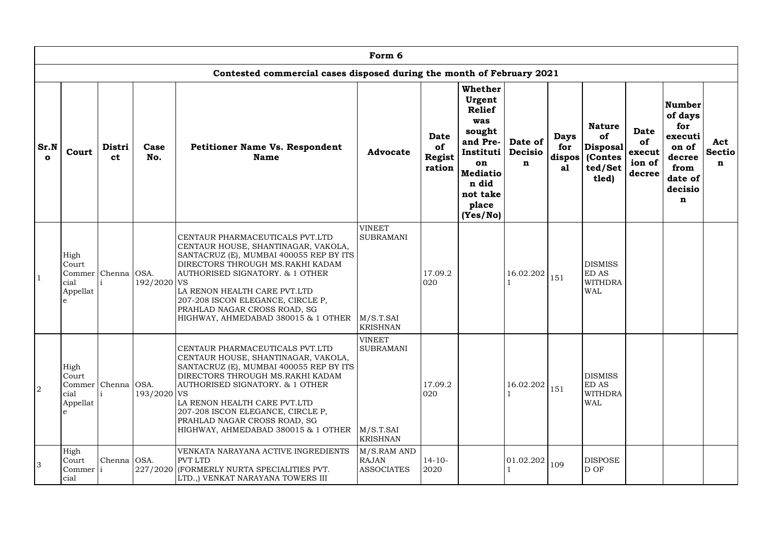## Form 6

### Contested commercial cases disposed during the month of February 2021

| Sr.No | Court | District | Case No. | Petitioner Name Vs. Respondent Name | Advocate | Date of Registration | Whether Urgent Relief was sought and Pre-Institution Mediation did not take place (Yes/No) | Date of Decision | Days for disposal | Nature of Disposal (Contested/Settled) | Date of execution of decree | Number of days for execution of decree from date of decision | Act Section |
|---|---|---|---|---|---|---|---|---|---|---|---|---|---|
| 1 | High Court Commercial Appellate | Chennai | OSA. 192/2020 | CENTAUR PHARMACEUTICALS PVT.LTD CENTAUR HOUSE, SHANTINAGAR, VAKOLA, SANTACRUZ (E), MUMBAI 400055 REP BY ITS DIRECTORS THROUGH MS.RAKHI KADAM AUTHORISED SIGNATORY. & 1 OTHER VS LA RENON HEALTH CARE PVT.LTD 207-208 ISCON ELEGANCE, CIRCLE P, PRAHLAD NAGAR CROSS ROAD, SG HIGHWAY, AHMEDABAD 380015 & 1 OTHER | VINEET SUBRAMANI M/S.T.SAI KRISHNAN | 17.09.2020 | | 16.02.2021 | 151 | DISMISSED AS WITHDRAWAL | | | |
| 2 | High Court Commercial Appellate | Chennai | OSA. 193/2020 | CENTAUR PHARMACEUTICALS PVT.LTD CENTAUR HOUSE, SHANTINAGAR, VAKOLA, SANTACRUZ (E), MUMBAI 400055 REP BY ITS DIRECTORS THROUGH MS.RAKHI KADAM AUTHORISED SIGNATORY. & 1 OTHER VS LA RENON HEALTH CARE PVT.LTD 207-208 ISCON ELEGANCE, CIRCLE P, PRAHLAD NAGAR CROSS ROAD, SG HIGHWAY, AHMEDABAD 380015 & 1 OTHER | VINEET SUBRAMANI M/S.T.SAI KRISHNAN | 17.09.2020 | | 16.02.2021 | 151 | DISMISSED AS WITHDRAWAL | | | |
| 3 | High Court Commercial | Chennai | OSA. 227/2020 | VENKATA NARAYANA ACTIVE INGREDIENTS PVT LTD (FORMERLY NURTA SPECIALITIES PVT. LTD.,) VENKAT NARAYANA TOWERS III | M/S.RAM AND RAJAN ASSOCIATES | 14-10-2020 | | 01.02.2021 | 109 | DISPOSED OF | | | |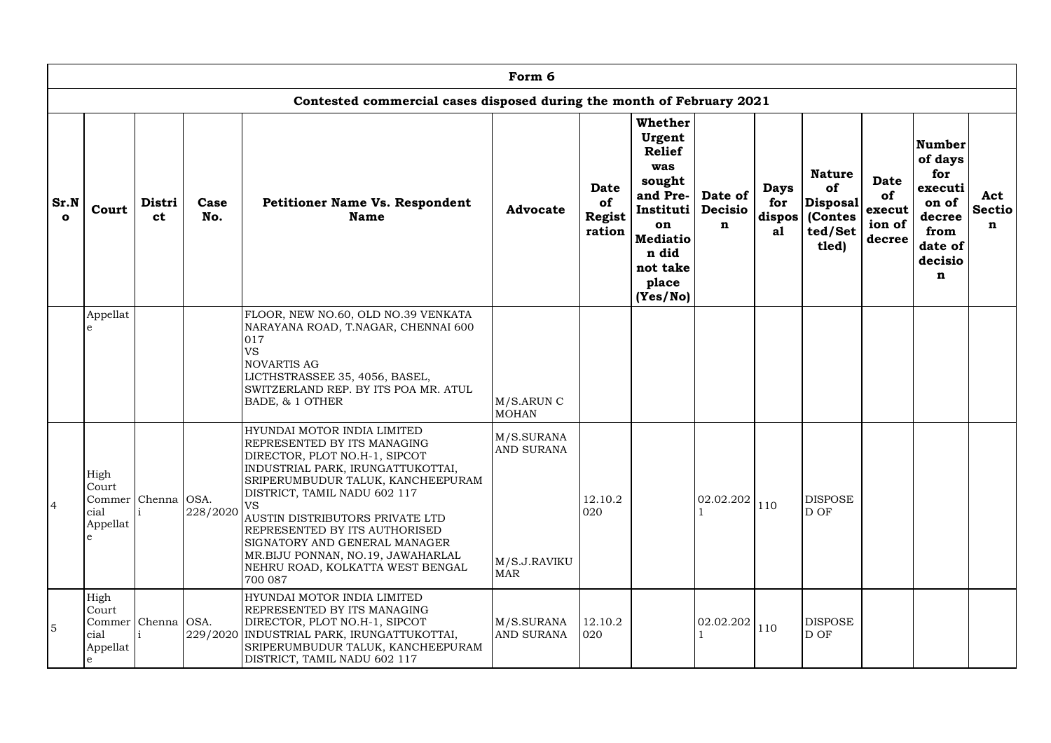# Form 6

## Contested commercial cases disposed during the month of February 2021

| Sr.No | Court | District | Case No. | Petitioner Name Vs. Respondent Name | Advocate | Date of Registration | Whether Urgent Relief was sought and Pre-Institution Mediation did not take place (Yes/No) | Date of Decision | Days for disposal | Nature of Disposal (Contested/Settled) | Date of execution of decree | Number of days for execution of decree from date of decision | Act Section |
|---|---|---|---|---|---|---|---|---|---|---|---|---|---|
| | Appellate | | | FLOOR, NEW NO.60, OLD NO.39 VENKATA NARAYANA ROAD, T.NAGAR, CHENNAI 600 017 VS NOVARTIS AG LICTHSTRASSEE 35, 4056, BASEL, SWITZERLAND REP. BY ITS POA MR. ATUL BADE, & 1 OTHER | M/S.ARUN C MOHAN | | | | | | | | |
| 4 | High Court Commercial Appellate | Chennai | OSA. 228/2020 | HYUNDAI MOTOR INDIA LIMITED REPRESENTED BY ITS MANAGING DIRECTOR, PLOT NO.H-1, SIPCOT INDUSTRIAL PARK, IRUNGATTUKOTTAI, SRIPERUMBUDUR TALUK, KANCHEEPURAM DISTRICT, TAMIL NADU 602 117 VS AUSTIN DISTRIBUTORS PRIVATE LTD REPRESENTED BY ITS AUTHORISED SIGNATORY AND GENERAL MANAGER MR.BIJU PONNAN, NO.19, JAWAHARLAL NEHRU ROAD, KOLKATTA WEST BENGAL 700 087 | M/S.SURANA AND SURANA M/S.J.RAVIKUMAR | 12.10.2020 | | 02.02.2021 | 110 | DISPOSED OF | | | |
| 5 | High Court Commercial Appellate | Chennai | OSA. 229/2020 | HYUNDAI MOTOR INDIA LIMITED REPRESENTED BY ITS MANAGING DIRECTOR, PLOT NO.H-1, SIPCOT INDUSTRIAL PARK, IRUNGATTUKOTTAI, SRIPERUMBUDUR TALUK, KANCHEEPURAM DISTRICT, TAMIL NADU 602 117 | M/S.SURANA AND SURANA | 12.10.2020 | | 02.02.2021 | 110 | DISPOSED OF | | | |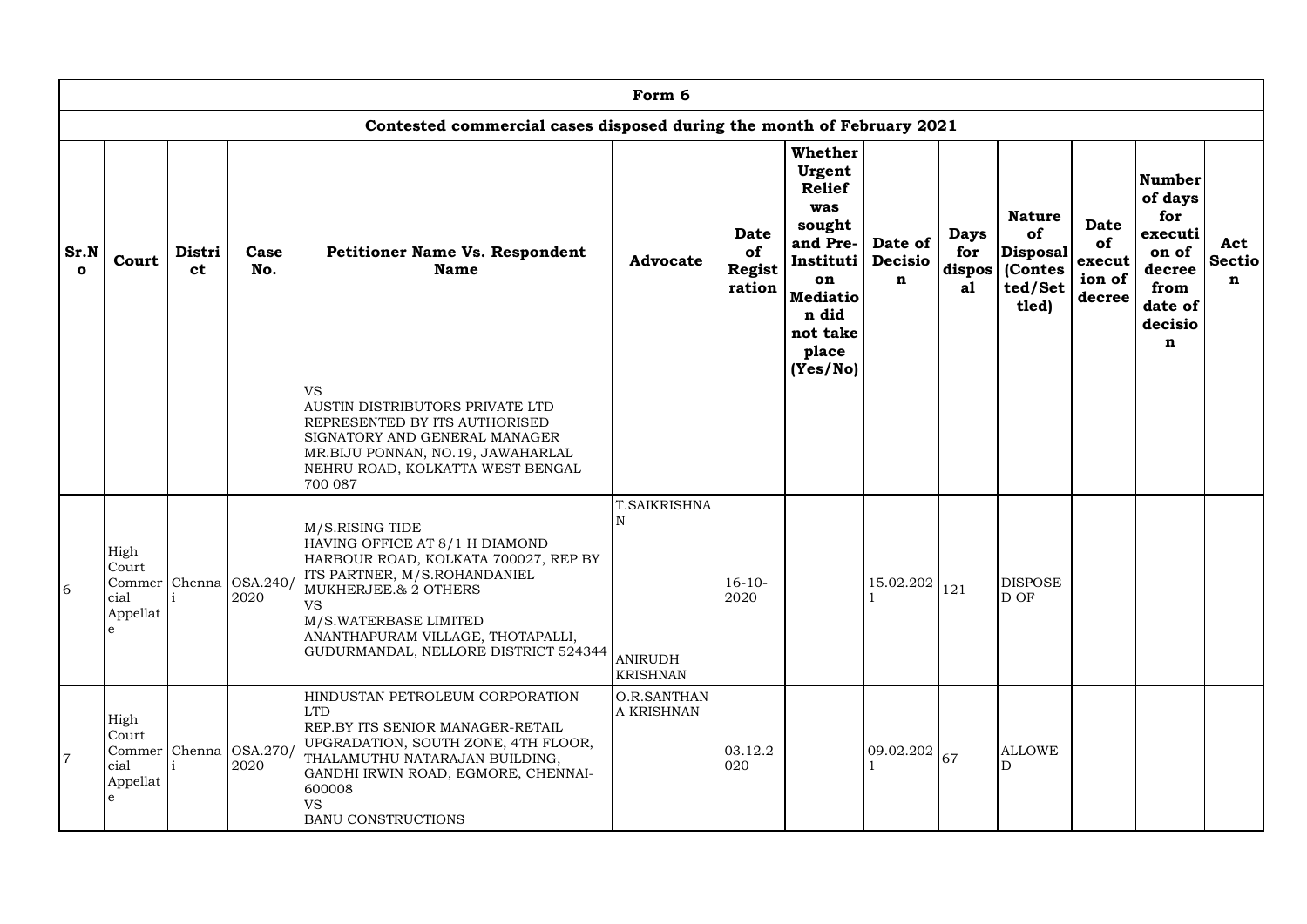| Form 6 | | | | | | | | | | | | | | |
|---|---|---|---|---|---|---|---|---|---|---|---|---|---|---|
| **Contested commercial cases disposed during the month of February 2021** | | | | | | | | | | | | | | |
| **Sr.No** | **Court** | **District** | **Case No.** | **Petitioner Name Vs. Respondent Name** | **Advocate** | **Date of Registration** | **Whether Urgent Relief was sought and Pre-Institution Mediation did not take place (Yes/No)** | **Date of Decision** | **Days for disposal** | **Nature of Disposal (Contested/Settled)** | **Date of execution of decree** | **Number of days for execution of decree from date of decision** | **Act Section** | |
| | | | | VS AUSTIN DISTRIBUTORS PRIVATE LTD REPRESENTED BY ITS AUTHORISED SIGNATORY AND GENERAL MANAGER MR.BIJU PONNAN, NO.19, JAWAHARLAL NEHRU ROAD, KOLKATTA WEST BENGAL 700 087 | | | | | | | | | | |
| 6 | High Court Commercial Appellate | Chennai | OSA.240/2020 | M/S.RISING TIDE HAVING OFFICE AT 8/1 H DIAMOND HARBOUR ROAD, KOLKATA 700027, REP BY ITS PARTNER, M/S.ROHANDANIEL MUKHERJEE.& 2 OTHERS VS M/S.WATERBASE LIMITED ANANTHAPURAM VILLAGE, THOTAPALLI, GUDURMANDAL, NELLORE DISTRICT 524344 | T.SAIKRISHNAN ANIRUDH KRISHNAN | 16-10-2020 | | 15.02.2021 | 121 | DISPOSED OF | | | | |
| 7 | High Court Commercial Appellate | Chennai | OSA.270/2020 | HINDUSTAN PETROLEUM CORPORATION LTD REP.BY ITS SENIOR MANAGER-RETAIL UPGRADATION, SOUTH ZONE, 4TH FLOOR, THALAMUTHU NATARAJAN BUILDING, GANDHI IRWIN ROAD, EGMORE, CHENNAI-600008 VS BANU CONSTRUCTIONS | O.R.SANTHANA KRISHNAN | 03.12.2020 | | 09.02.2021 | 67 | ALLOWED | | | | |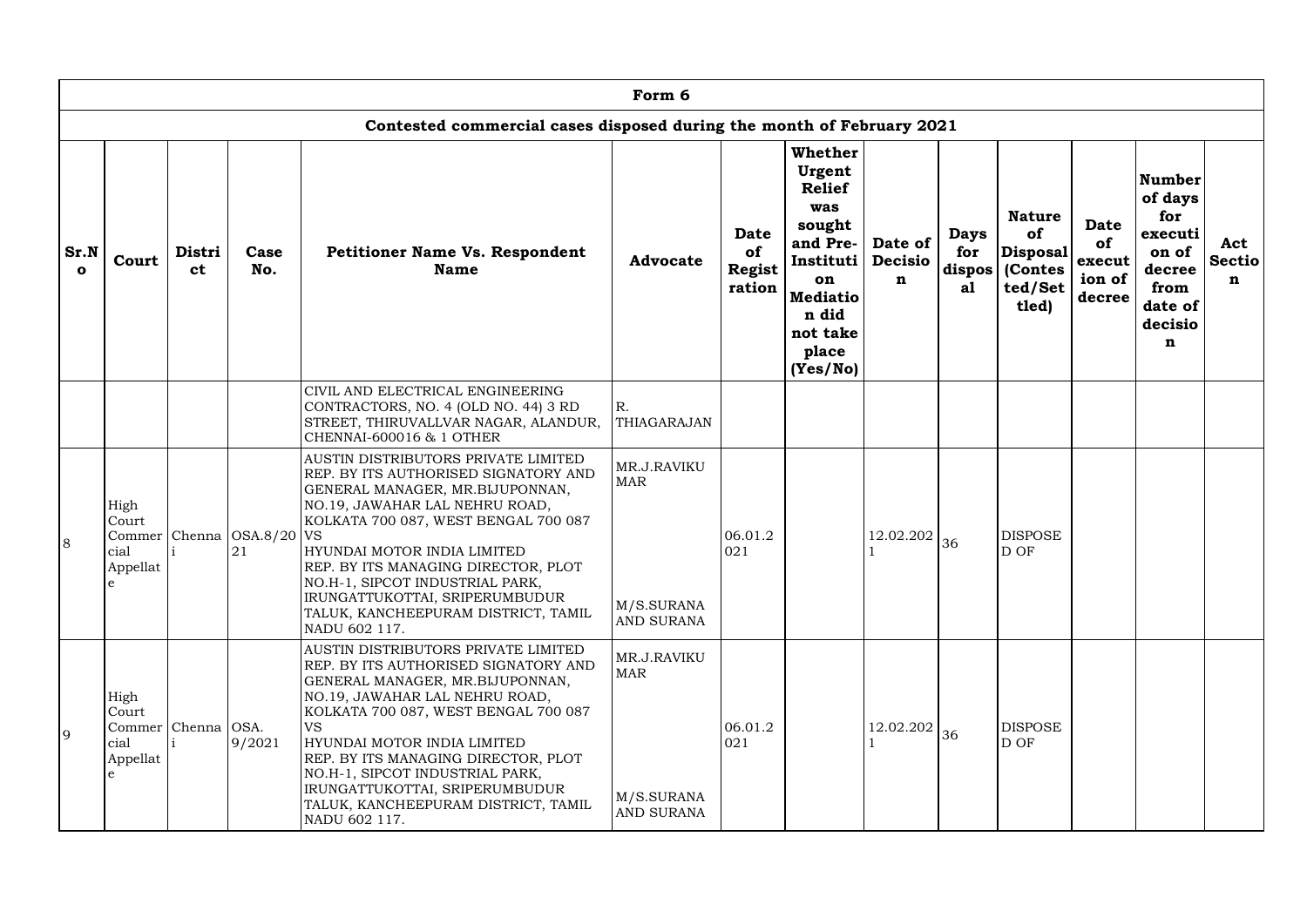# Form 6

## Contested commercial cases disposed during the month of February 2021

| Sr.No | Court | District | Case No. | Petitioner Name Vs. Respondent Name | Advocate | Date of Registration | Whether Urgent Relief was sought and Pre-Institution Mediation did not take place (Yes/No) | Date of Decision | Days for disposal | Nature of Disposal (Contested/Settled) | Date of execution of decree | Number of days for execution of decree from date of decision | Act Section |
|---|---|---|---|---|---|---|---|---|---|---|---|---|---|
| | | | | CIVIL AND ELECTRICAL ENGINEERING CONTRACTORS, NO. 4 (OLD NO. 44) 3 RD STREET, THIRUVALLVAR NAGAR, ALANDUR, CHENNAI-600016 & 1 OTHER | R. THIAGARAJAN | | | | | | | | |
| 8 | High Court Commercial Appellate | Chennai | OSA.8/2021 | AUSTIN DISTRIBUTORS PRIVATE LIMITED REP. BY ITS AUTHORISED SIGNATORY AND GENERAL MANAGER, MR.BIJUPONNAN, NO.19, JAWAHAR LAL NEHRU ROAD, KOLKATA 700 087, WEST BENGAL 700 087 VS HYUNDAI MOTOR INDIA LIMITED REP. BY ITS MANAGING DIRECTOR, PLOT NO.H-1, SIPCOT INDUSTRIAL PARK, IRUNGATTUKOTTAI, SRIPERUMBUDUR TALUK, KANCHEEPURAM DISTRICT, TAMIL NADU 602 117. | MR.J.RAVIKUMAR M/S.SURANA AND SURANA | 06.01.2021 | | 12.02.2021 | 36 | DISPOSED OF | | | |
| 9 | High Court Commercial Appellate | Chennai | OSA. 9/2021 | AUSTIN DISTRIBUTORS PRIVATE LIMITED REP. BY ITS AUTHORISED SIGNATORY AND GENERAL MANAGER, MR.BIJUPONNAN, NO.19, JAWAHAR LAL NEHRU ROAD, KOLKATA 700 087, WEST BENGAL 700 087 VS HYUNDAI MOTOR INDIA LIMITED REP. BY ITS MANAGING DIRECTOR, PLOT NO.H-1, SIPCOT INDUSTRIAL PARK, IRUNGATTUKOTTAI, SRIPERUMBUDUR TALUK, KANCHEEPURAM DISTRICT, TAMIL NADU 602 117. | MR.J.RAVIKUMAR M/S.SURANA AND SURANA | 06.01.2021 | | 12.02.2021 | 36 | DISPOSED OF | | | |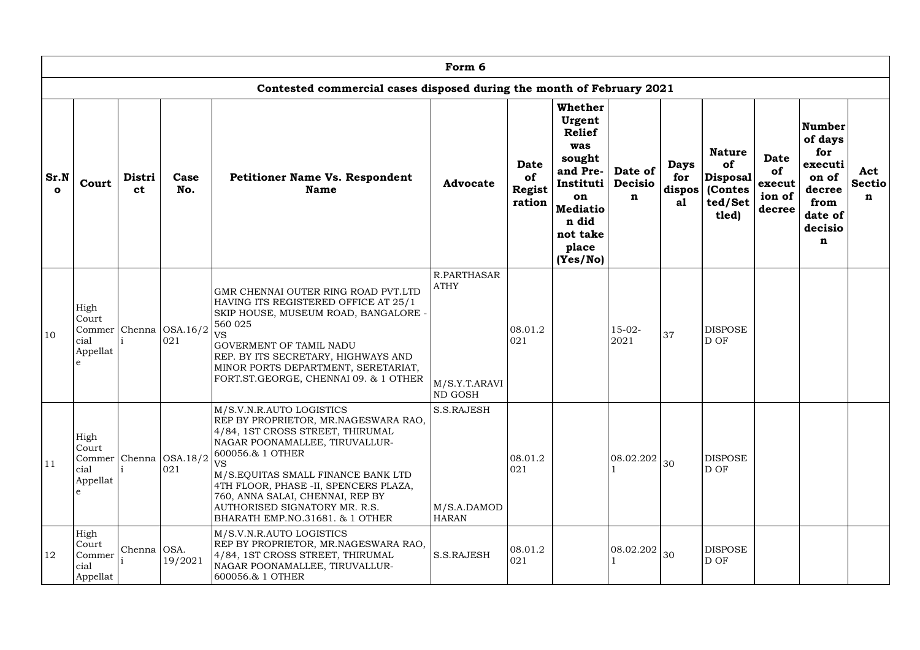# Form 6

## Contested commercial cases disposed during the month of February 2021

| Sr.No | Court | District | Case No. | Petitioner Name Vs. Respondent Name | Advocate | Date of Registration | Whether Urgent Relief was sought and Pre-Institution Mediation did not take place (Yes/No) | Date of Decision | Days for disposal | Nature of Disposal (Contested/Settled) | Date of execution of decree | Number of days for execution of decree from date of decision | Act Section |
|---|---|---|---|---|---|---|---|---|---|---|---|---|---|
| 10 | High Court Commercial Appellate | Chennai | OSA.16/2021 | GMR CHENNAI OUTER RING ROAD PVT.LTD HAVING ITS REGISTERED OFFICE AT 25/1 SKIP HOUSE, MUSEUM ROAD, BANGALORE - 560 025 VS GOVERMENT OF TAMIL NADU REP. BY ITS SECRETARY, HIGHWAYS AND MINOR PORTS DEPARTMENT, SERETARIAT, FORT.ST.GEORGE, CHENNAI 09. & 1 OTHER | R.PARTHASARATHY M/S.Y.T.ARAVIND GOSH | 08.01.2021 | | 15-02-2021 | 37 | DISPOSED OF | | | |
| 11 | High Court Commercial Appellate | Chennai | OSA.18/2021 | M/S.V.N.R.AUTO LOGISTICS REP BY PROPRIETOR, MR.NAGESWARA RAO, 4/84, 1ST CROSS STREET, THIRUMAL NAGAR POONAMALLEE, TIRUVALLUR-600056.& 1 OTHER VS M/S.EQUITAS SMALL FINANCE BANK LTD 4TH FLOOR, PHASE -II, SPENCERS PLAZA, 760, ANNA SALAI, CHENNAI, REP BY AUTHORISED SIGNATORY MR. R.S. BHARATH EMP.NO.31681. & 1 OTHER | S.S.RAJESH M/S.A.DAMODHARAN | 08.01.2021 | | 08.02.2021 | 30 | DISPOSED OF | | | |
| 12 | High Court Commercial Appellat | Chennai | OSA. 19/2021 | M/S.V.N.R.AUTO LOGISTICS REP BY PROPRIETOR, MR.NAGESWARA RAO, 4/84, 1ST CROSS STREET, THIRUMAL NAGAR POONAMALLEE, TIRUVALLUR-600056.& 1 OTHER | S.S.RAJESH | 08.01.2021 | | 08.02.2021 | 30 | DISPOSED OF | | | |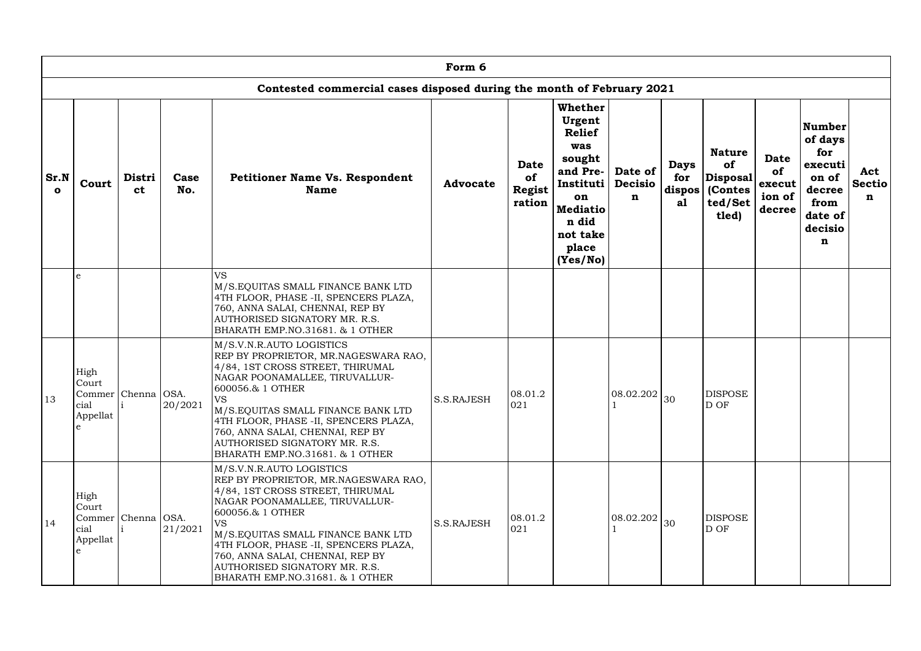# Form 6

## Contested commercial cases disposed during the month of February 2021

| Sr.No | Court | District | Case No. | Petitioner Name Vs. Respondent Name | Advocate | Date of Registration | Whether Urgent Relief was sought and Pre-Institution Mediation did not take place (Yes/No) | Date of Decision | Days for disposal | Nature of Disposal (Contested/Settled) | Date of execution of decree | Number of days for execution of decree from date of decision | Act Section |
|---|---|---|---|---|---|---|---|---|---|---|---|---|---|
| | e | | | VS M/S.EQUITAS SMALL FINANCE BANK LTD 4TH FLOOR, PHASE -II, SPENCERS PLAZA, 760, ANNA SALAI, CHENNAI, REP BY AUTHORISED SIGNATORY MR. R.S. BHARATH EMP.NO.31681. & 1 OTHER | | | | | | | | | |
| 13 | High Court Commercial Appellate | Chennai | OSA. 20/2021 | M/S.V.N.R.AUTO LOGISTICS REP BY PROPRIETOR, MR.NAGESWARA RAO, 4/84, 1ST CROSS STREET, THIRUMAL NAGAR POONAMALLEE, TIRUVALLUR-600056.& 1 OTHER VS M/S.EQUITAS SMALL FINANCE BANK LTD 4TH FLOOR, PHASE -II, SPENCERS PLAZA, 760, ANNA SALAI, CHENNAI, REP BY AUTHORISED SIGNATORY MR. R.S. BHARATH EMP.NO.31681. & 1 OTHER | S.S.RAJESH | 08.01.2021 | | 08.02.2021 | 30 | DISPOSED OF | | | |
| 14 | High Court Commercial Appellate | Chennai | OSA. 21/2021 | M/S.V.N.R.AUTO LOGISTICS REP BY PROPRIETOR, MR.NAGESWARA RAO, 4/84, 1ST CROSS STREET, THIRUMAL NAGAR POONAMALLEE, TIRUVALLUR-600056.& 1 OTHER VS M/S.EQUITAS SMALL FINANCE BANK LTD 4TH FLOOR, PHASE -II, SPENCERS PLAZA, 760, ANNA SALAI, CHENNAI, REP BY AUTHORISED SIGNATORY MR. R.S. BHARATH EMP.NO.31681. & 1 OTHER | S.S.RAJESH | 08.01.2021 | | 08.02.2021 | 30 | DISPOSED OF | | | |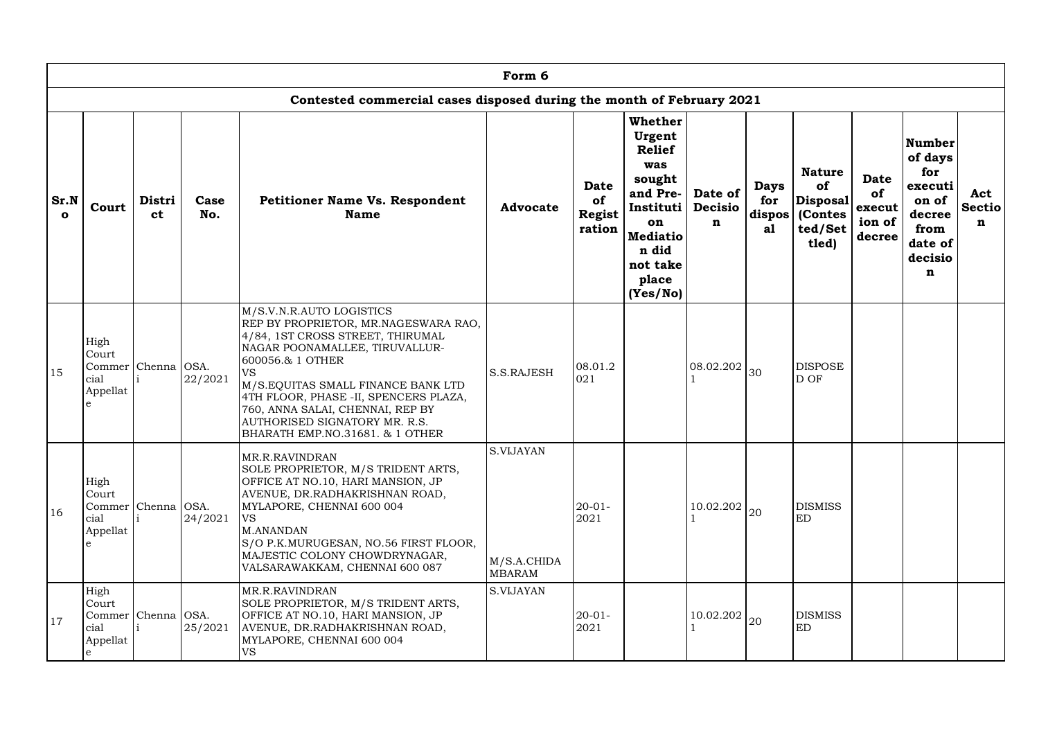| Form 6 | | | | | | | | | | | | | |
|---|---|---|---|---|---|---|---|---|---|---|---|---|---|
| **Contested commercial cases disposed during the month of February 2021** | | | | | | | | | | | | | |
| **Sr.No** | **Court** | **District** | **Case No.** | **Petitioner Name Vs. Respondent Name** | **Advocate** | **Date of Registration** | **Whether Urgent Relief was sought and Pre-Institution Mediation did not take place (Yes/No)** | **Date of Decision** | **Days for disposal** | **Nature of Disposal (Contested/Settled)** | **Date of execution of decree** | **Number of days for execution of decree from date of decision** | **Act Section** |
| 15 | High Court Commercial Appellate | Chennai | OSA. 22/2021 | M/S.V.N.R.AUTO LOGISTICS REP BY PROPRIETOR, MR.NAGESWARA RAO, 4/84, 1ST CROSS STREET, THIRUMAL NAGAR POONAMALLEE, TIRUVALLUR-600056.& 1 OTHER VS M/S.EQUITAS SMALL FINANCE BANK LTD 4TH FLOOR, PHASE -II, SPENCERS PLAZA, 760, ANNA SALAI, CHENNAI, REP BY AUTHORISED SIGNATORY MR. R.S. BHARATH EMP.NO.31681. & 1 OTHER | S.S.RAJESH | 08.01.2021 | | 08.02.2021 | 30 | DISPOSED OF | | | |
| 16 | High Court Commercial Appellate | Chennai | OSA. 24/2021 | MR.R.RAVINDRAN SOLE PROPRIETOR, M/S TRIDENT ARTS, OFFICE AT NO.10, HARI MANSION, JP AVENUE, DR.RADHAKRISHNAN ROAD, MYLAPORE, CHENNAI 600 004 VS M.ANANDAN S/O P.K.MURUGESAN, NO.56 FIRST FLOOR, MAJESTIC COLONY CHOWDRYNAGAR, VALSARAWAKKAM, CHENNAI 600 087 | S.VIJAYAN M/S.A.CHIDAMBARAM | 20-01-2021 | | 10.02.2021 | 20 | DISMISSED | | | |
| 17 | High Court Commercial Appellate | Chennai | OSA. 25/2021 | MR.R.RAVINDRAN SOLE PROPRIETOR, M/S TRIDENT ARTS, OFFICE AT NO.10, HARI MANSION, JP AVENUE, DR.RADHAKRISHNAN ROAD, MYLAPORE, CHENNAI 600 004 VS | S.VIJAYAN | 20-01-2021 | | 10.02.2021 | 20 | DISMISSED | | | |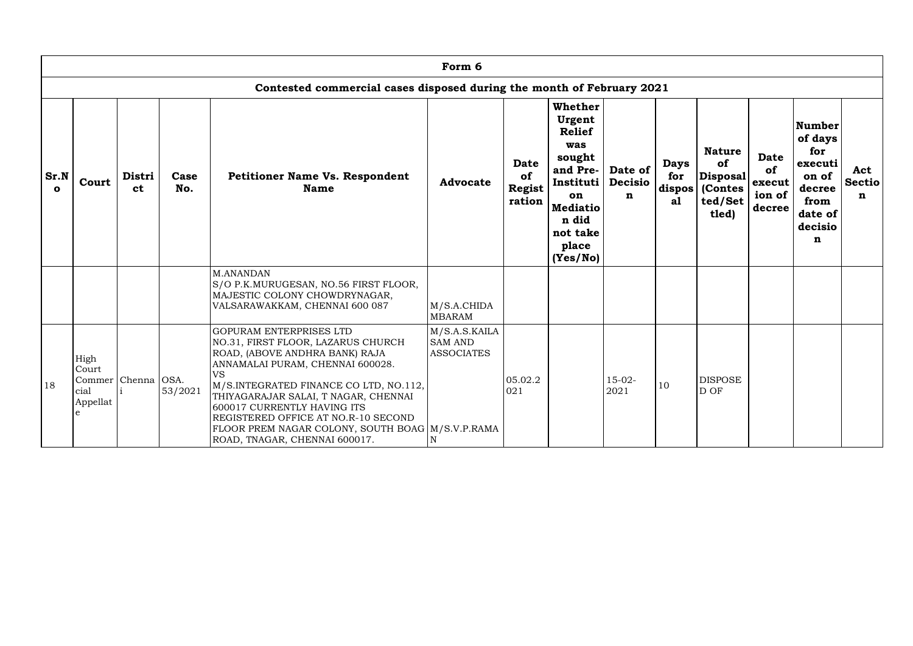# Form 6

## Contested commercial cases disposed during the month of February 2021

| Sr.No | Court | District | Case No. | Petitioner Name Vs. Respondent Name | Advocate | Date of Registration | Whether Urgent Relief was sought and Pre-Institution Mediation did not take place (Yes/No) | Date of Decision | Days for disposal | Nature of Disposal (Contested/Settled) | Date of execution of decree | Number of days for execution of decree from date of decision | Act Section |
|---|---|---|---|---|---|---|---|---|---|---|---|---|---|
| | | | | M.ANANDAN S/O P.K.MURUGESAN, NO.56 FIRST FLOOR, MAJESTIC COLONY CHOWDRYNAGAR, VALSARAWAKKAM, CHENNAI 600 087 | M/S.A.CHIDAMBARAM | | | | | | | | |
| 18 | High Court Commercial Appellate | Chennai | OSA. 53/2021 | GOPURAM ENTERPRISES LTD NO.31, FIRST FLOOR, LAZARUS CHURCH ROAD, (ABOVE ANDHRA BANK) RAJA ANNAMALAI PURAM, CHENNAI 600028. VS M/S.INTEGRATED FINANCE CO LTD, NO.112, THIYAGARAJAR SALAI, T NAGAR, CHENNAI 600017 CURRENTLY HAVING ITS REGISTERED OFFICE AT NO.R-10 SECOND FLOOR PREM NAGAR COLONY, SOUTH BOAG ROAD, TNAGAR, CHENNAI 600017. | M/S.A.S.KAILASAM AND ASSOCIATES M/S.V.P.RAMAN | 05.02.2021 | | 15-02-2021 | 10 | DISPOSED OF | | | |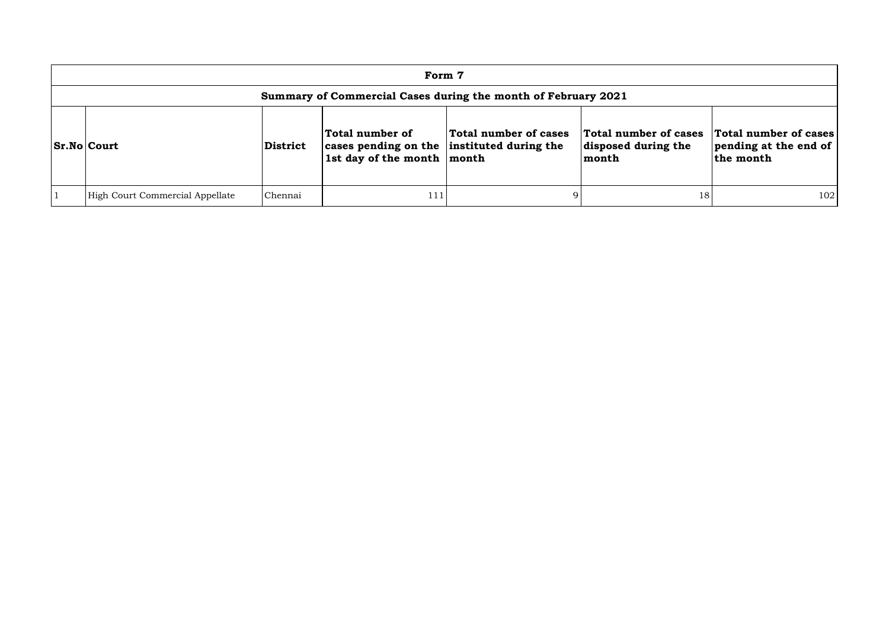| Form 7 | | | | | | |
|---|---|---|---|---|---|---|
| **Summary of Commercial Cases during the month of February 2021** | | | | | | |
| **Sr.No** | **Court** | **District** | **Total number of cases pending on the 1st day of the month** | **Total number of cases instituted during the month** | **Total number of cases disposed during the month** | **Total number of cases pending at the end of the month** |
| 1 | High Court Commercial Appellate | Chennai | 111 | 9 | 18 | 102 |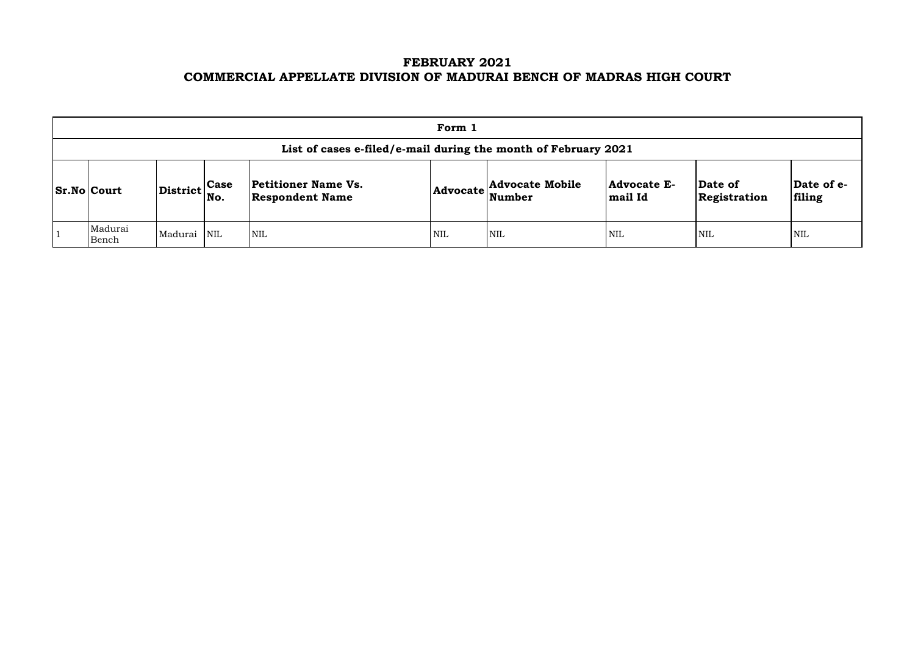# FEBRUARY 2021
# COMMERCIAL APPELLATE DIVISION OF MADURAI BENCH OF MADRAS HIGH COURT

| Form 1 | | | | | | | | | |
|---|---|---|---|---|---|---|---|---|---|
| **List of cases e-filed/e-mail during the month of February 2021** | | | | | | | | | |
| **Sr.No** | **Court** | **District** | **Case No.** | **Petitioner Name Vs. Respondent Name** | **Advocate** | **Advocate Mobile Number** | **Advocate E-mail Id** | **Date of Registration** | **Date of e-filing** |
| 1 | Madurai Bench | Madurai | NIL | NIL | NIL | NIL | NIL | NIL | NIL |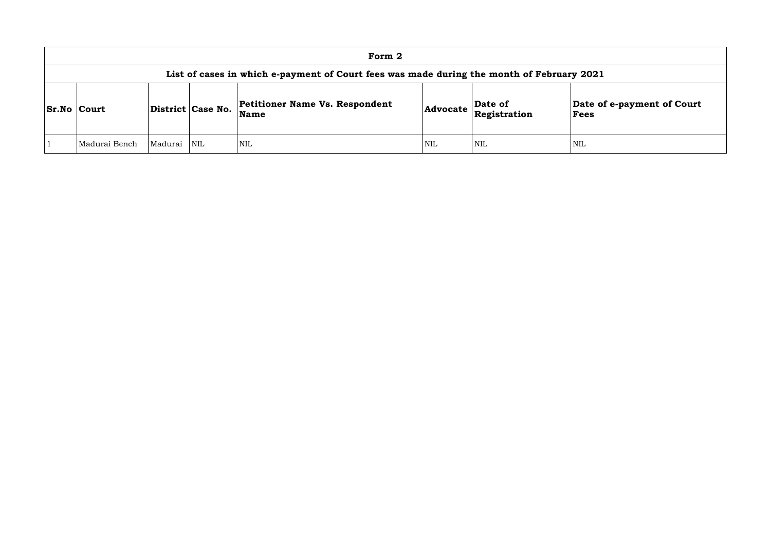| Form 2 | | | | | | | |
|---|---|---|---|---|---|---|---|
| **List of cases in which e-payment of Court fees was made during the month of February 2021** | | | | | | | |
| **Sr.No** | **Court** | **District** | **Case No.** | **Petitioner Name Vs. Respondent Name** | **Advocate** | **Date of Registration** | **Date of e-payment of Court Fees** |
| 1 | Madurai Bench | Madurai | NIL | NIL | NIL | NIL | NIL |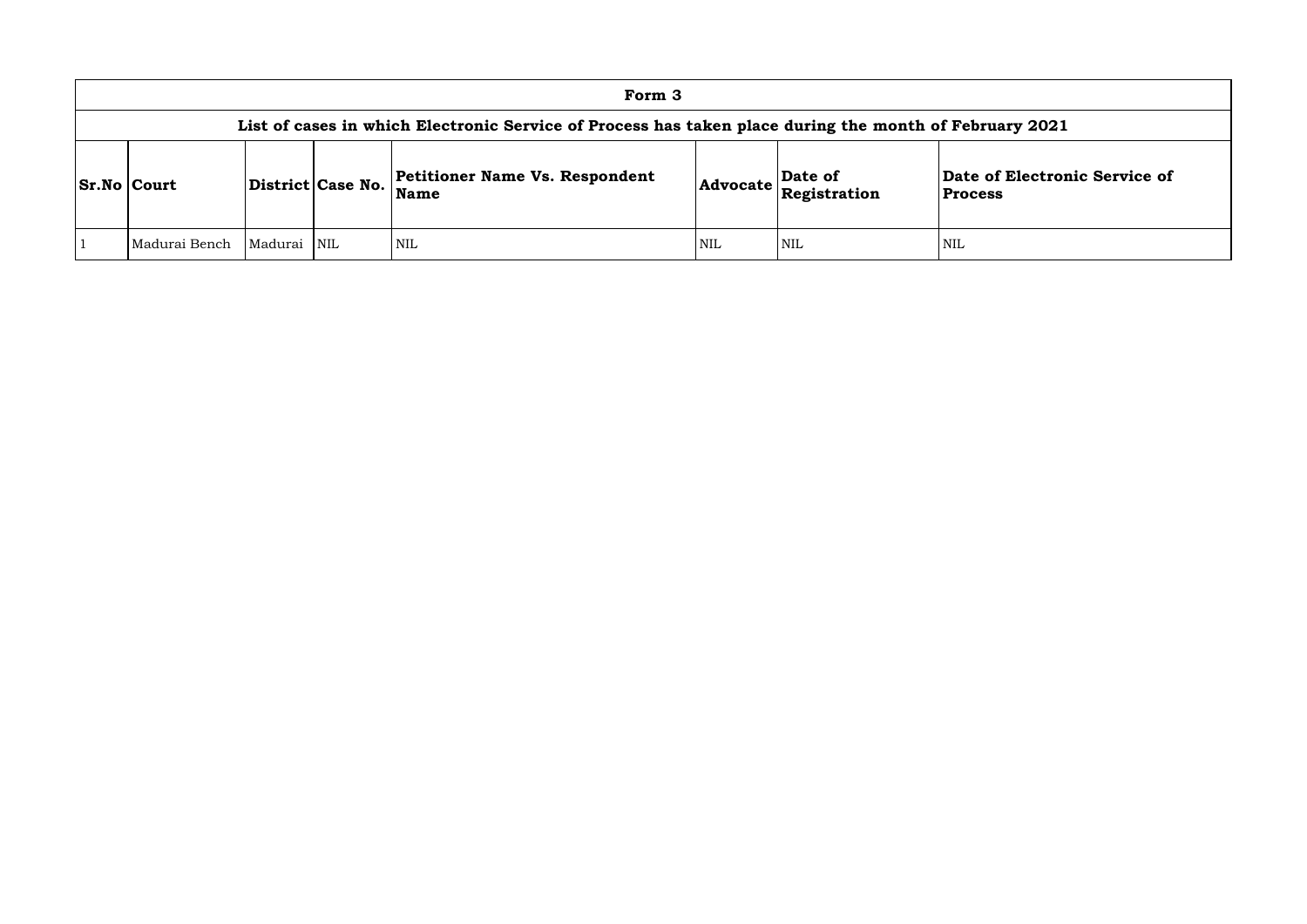# Form 3

## List of cases in which Electronic Service of Process has taken place during the month of February 2021

| Sr.No | Court | District | Case No. | Petitioner Name Vs. Respondent Name | Advocate | Date of Registration | Date of Electronic Service of Process |
|---|---|---|---|---|---|---|---|
| 1 | Madurai Bench | Madurai | NIL | NIL | NIL | NIL | NIL |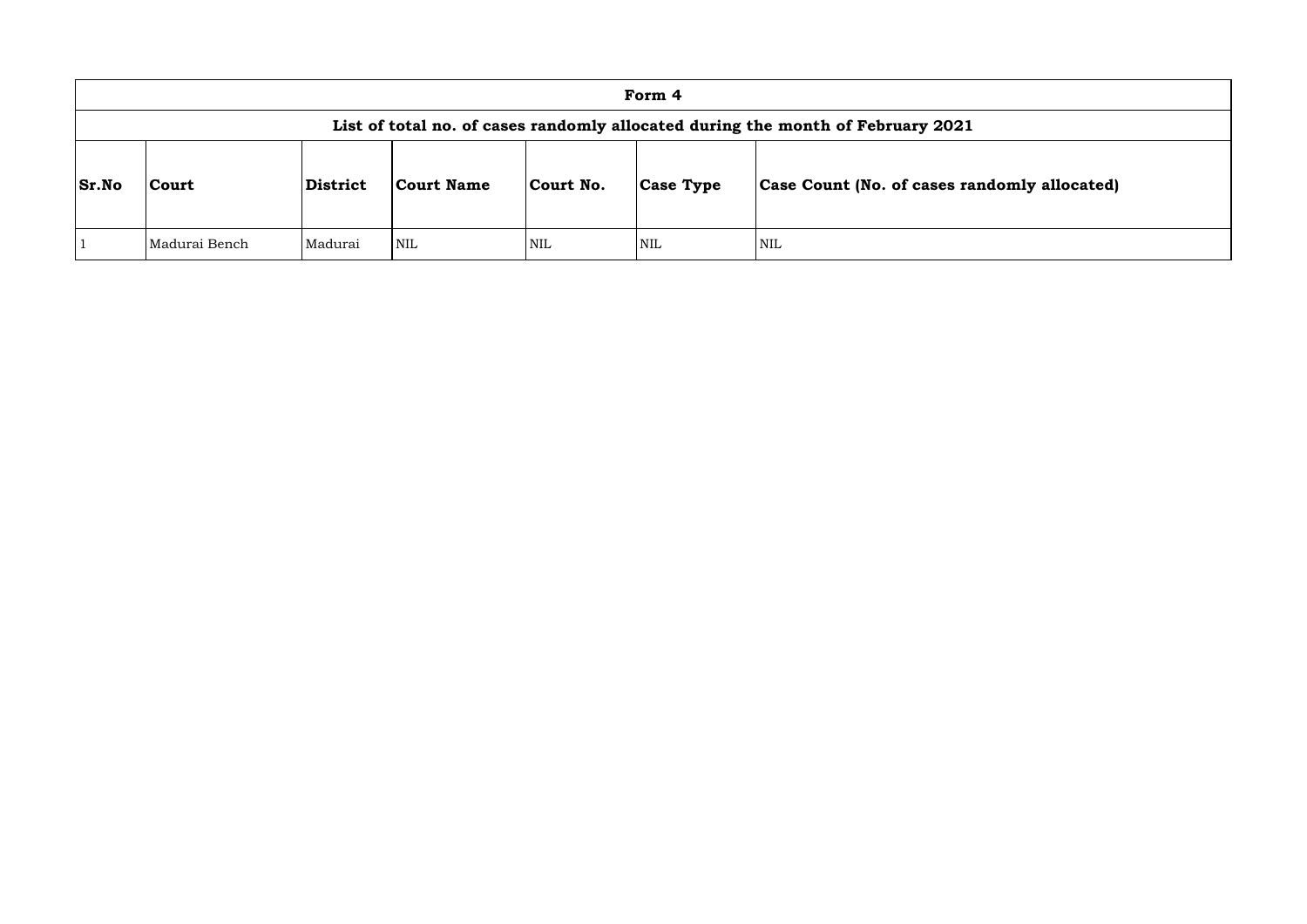| Form 4 | | | | | | |
|---|---|---|---|---|---|---|
| **List of total no. of cases randomly allocated during the month of February 2021** | | | | | | |
| **Sr.No** | **Court** | **District** | **Court Name** | **Court No.** | **Case Type** | **Case Count (No. of cases randomly allocated)** |
| 1 | Madurai Bench | Madurai | NIL | NIL | NIL | NIL |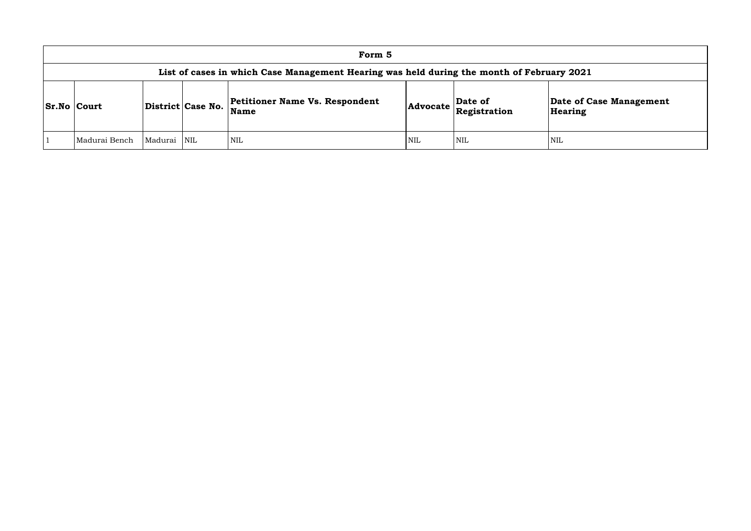## Form 5

### List of cases in which Case Management Hearing was held during the month of February 2021

| Sr.No | Court | District | Case No. | Petitioner Name Vs. Respondent Name | Advocate | Date of Registration | Date of Case Management Hearing |
|---|---|---|---|---|---|---|---|
| 1 | Madurai Bench | Madurai | NIL | NIL | NIL | NIL | NIL |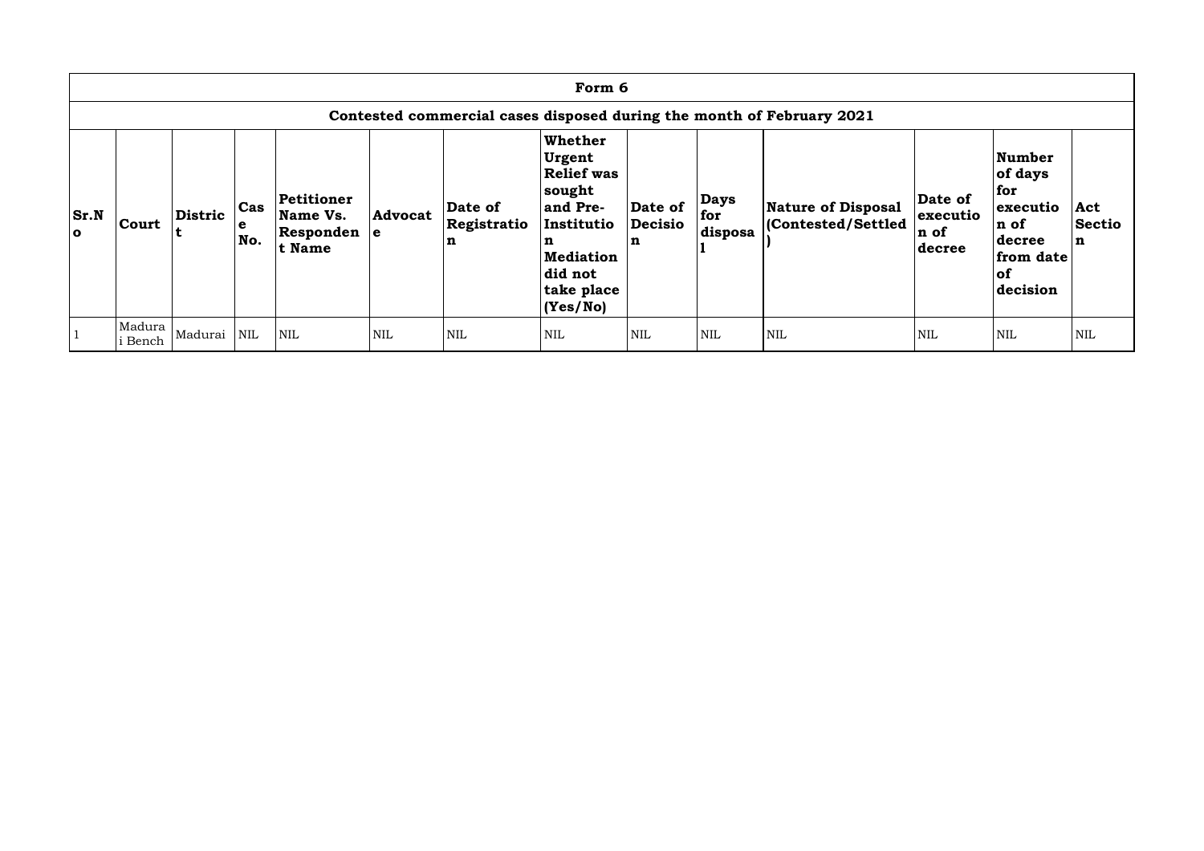# Form 6

## Contested commercial cases disposed during the month of February 2021

| Sr.No | Court | District | Case No. | Petitioner Name Vs. Respondent Name | Advocate | Date of Registration | Whether Urgent Relief was sought and Pre-Institution Mediation did not take place (Yes/No) | Date of Decision | Days for disposal | Nature of Disposal (Contested/Settled) | Date of execution of decree | Number of days for execution of decree from date of decision | Act Section |
|---|---|---|---|---|---|---|---|---|---|---|---|---|---|
| 1 | Madurai Bench | Madurai | NIL | NIL | NIL | NIL | NIL | NIL | NIL | NIL | NIL | NIL | NIL |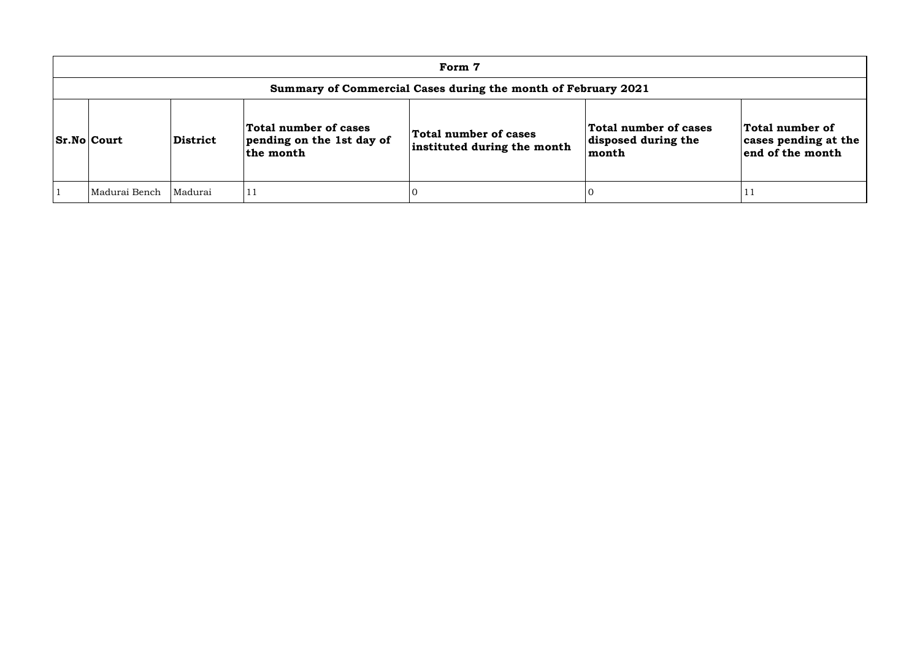# Form 7

## Summary of Commercial Cases during the month of February 2021

| Sr.No | Court | District | Total number of cases pending on the 1st day of the month | Total number of cases instituted during the month | Total number of cases disposed during the month | Total number of cases pending at the end of the month |
|---|---|---|---|---|---|---|
| 1 | Madurai Bench | Madurai | 11 | 0 | 0 | 11 |